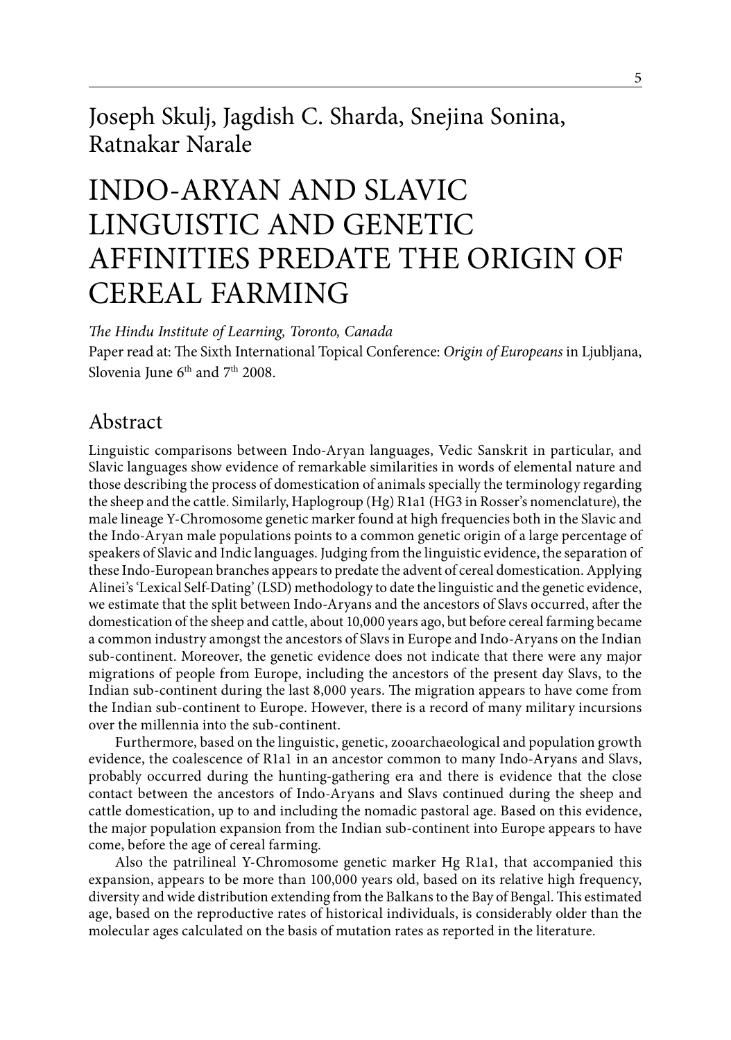Joseph Skulj, Jagdish C. Sharda, Snejina Sonina, Ratnakar Narale

# INDO-ARYAN AND SLAVIC LINGUISTIC AND GENETIC AFFINITIES PREDATE THE ORIGIN OF CEREAL FARMING

*The Hindu Institute of Learning, Toronto, Canada*

Paper read at: The Sixth International Topical Conference: *Origin of Europeans* in Ljubljana, Slovenia June 6th and 7th 2008.

## Abstract

Linguistic comparisons between Indo-Aryan languages, Vedic Sanskrit in particular, and Slavic languages show evidence of remarkable similarities in words of elemental nature and those describing the process of domestication of animals specially the terminology regarding the sheep and the cattle. Similarly, Haplogroup (Hg) R1a1 (HG3 in Rosser's nomenclature), the male lineage Y-Chromosome genetic marker found at high frequencies both in the Slavic and the Indo-Aryan male populations points to a common genetic origin of a large percentage of speakers of Slavic and Indic languages. Judging from the linguistic evidence, the separation of these Indo-European branches appears to predate the advent of cereal domestication. Applying Alinei's 'Lexical Self-Dating' (LSD) methodology to date the linguistic and the genetic evidence, we estimate that the split between Indo-Aryans and the ancestors of Slavs occurred, after the domestication of the sheep and cattle, about 10,000 years ago, but before cereal farming became a common industry amongst the ancestors of Slavs in Europe and Indo-Aryans on the Indian sub-continent. Moreover, the genetic evidence does not indicate that there were any major migrations of people from Europe, including the ancestors of the present day Slavs, to the Indian sub-continent during the last 8,000 years. The migration appears to have come from the Indian sub-continent to Europe. However, there is a record of many military incursions over the millennia into the sub-continent.

Furthermore, based on the linguistic, genetic, zooarchaeological and population growth evidence, the coalescence of R1a1 in an ancestor common to many Indo-Aryans and Slavs, probably occurred during the hunting-gathering era and there is evidence that the close contact between the ancestors of Indo-Aryans and Slavs continued during the sheep and cattle domestication, up to and including the nomadic pastoral age. Based on this evidence, the major population expansion from the Indian sub-continent into Europe appears to have come, before the age of cereal farming.

Also the patrilineal Y-Chromosome genetic marker Hg R1a1, that accompanied this expansion, appears to be more than 100,000 years old, based on its relative high frequency, diversity and wide distribution extending from the Balkans to the Bay of Bengal. This estimated age, based on the reproductive rates of historical individuals, is considerably older than the molecular ages calculated on the basis of mutation rates as reported in the literature.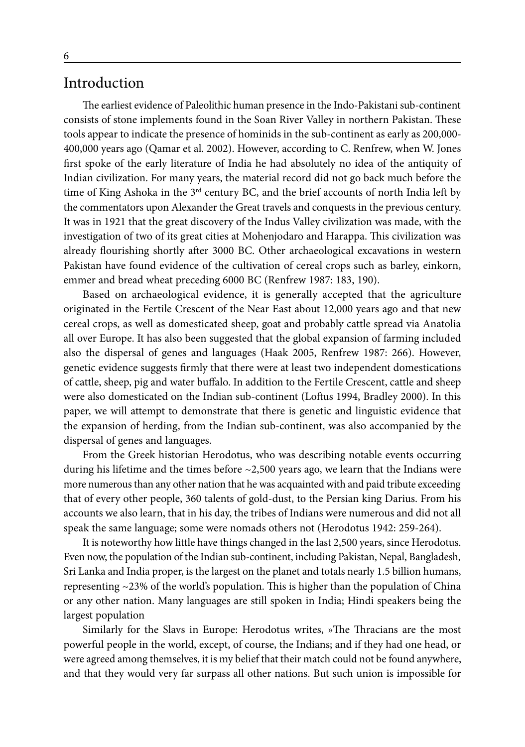## Introduction

The earliest evidence of Paleolithic human presence in the Indo-Pakistani sub-continent consists of stone implements found in the Soan River Valley in northern Pakistan. These tools appear to indicate the presence of hominids in the sub-continent as early as 200,000-400,000 years ago (Qamar et al. 2002). However, according to C. Renfrew, when W. Jones first spoke of the early literature of India he had absolutely no idea of the antiquity of Indian civilization. For many years, the material record did not go back much before the time of King Ashoka in the 3rd century BC, and the brief accounts of north India left by the commentators upon Alexander the Great travels and conquests in the previous century. It was in 1921 that the great discovery of the Indus Valley civilization was made, with the investigation of two of its great cities at Mohenjodaro and Harappa. This civilization was already flourishing shortly after 3000 BC. Other archaeological excavations in western Pakistan have found evidence of the cultivation of cereal crops such as barley, einkorn, emmer and bread wheat preceding 6000 BC (Renfrew 1987: 183, 190).

Based on archaeological evidence, it is generally accepted that the agriculture originated in the Fertile Crescent of the Near East about 12,000 years ago and that new cereal crops, as well as domesticated sheep, goat and probably cattle spread via Anatolia all over Europe. It has also been suggested that the global expansion of farming included also the dispersal of genes and languages (Haak 2005, Renfrew 1987: 266). However, genetic evidence suggests firmly that there were at least two independent domestications of cattle, sheep, pig and water buffalo. In addition to the Fertile Crescent, cattle and sheep were also domesticated on the Indian sub-continent (Loftus 1994, Bradley 2000). In this paper, we will attempt to demonstrate that there is genetic and linguistic evidence that the expansion of herding, from the Indian sub-continent, was also accompanied by the dispersal of genes and languages.

From the Greek historian Herodotus, who was describing notable events occurring during his lifetime and the times before ~2,500 years ago, we learn that the Indians were more numerous than any other nation that he was acquainted with and paid tribute exceeding that of every other people, 360 talents of gold-dust, to the Persian king Darius. From his accounts we also learn, that in his day, the tribes of Indians were numerous and did not all speak the same language; some were nomads others not (Herodotus 1942: 259-264).

It is noteworthy how little have things changed in the last 2,500 years, since Herodotus. Even now, the population of the Indian sub-continent, including Pakistan, Nepal, Bangladesh, Sri Lanka and India proper, is the largest on the planet and totals nearly 1.5 billion humans, representing ~23% of the world's population. This is higher than the population of China or any other nation. Many languages are still spoken in India; Hindi speakers being the largest population

Similarly for the Slavs in Europe: Herodotus writes, »The Thracians are the most powerful people in the world, except, of course, the Indians; and if they had one head, or were agreed among themselves, it is my belief that their match could not be found anywhere, and that they would very far surpass all other nations. But such union is impossible for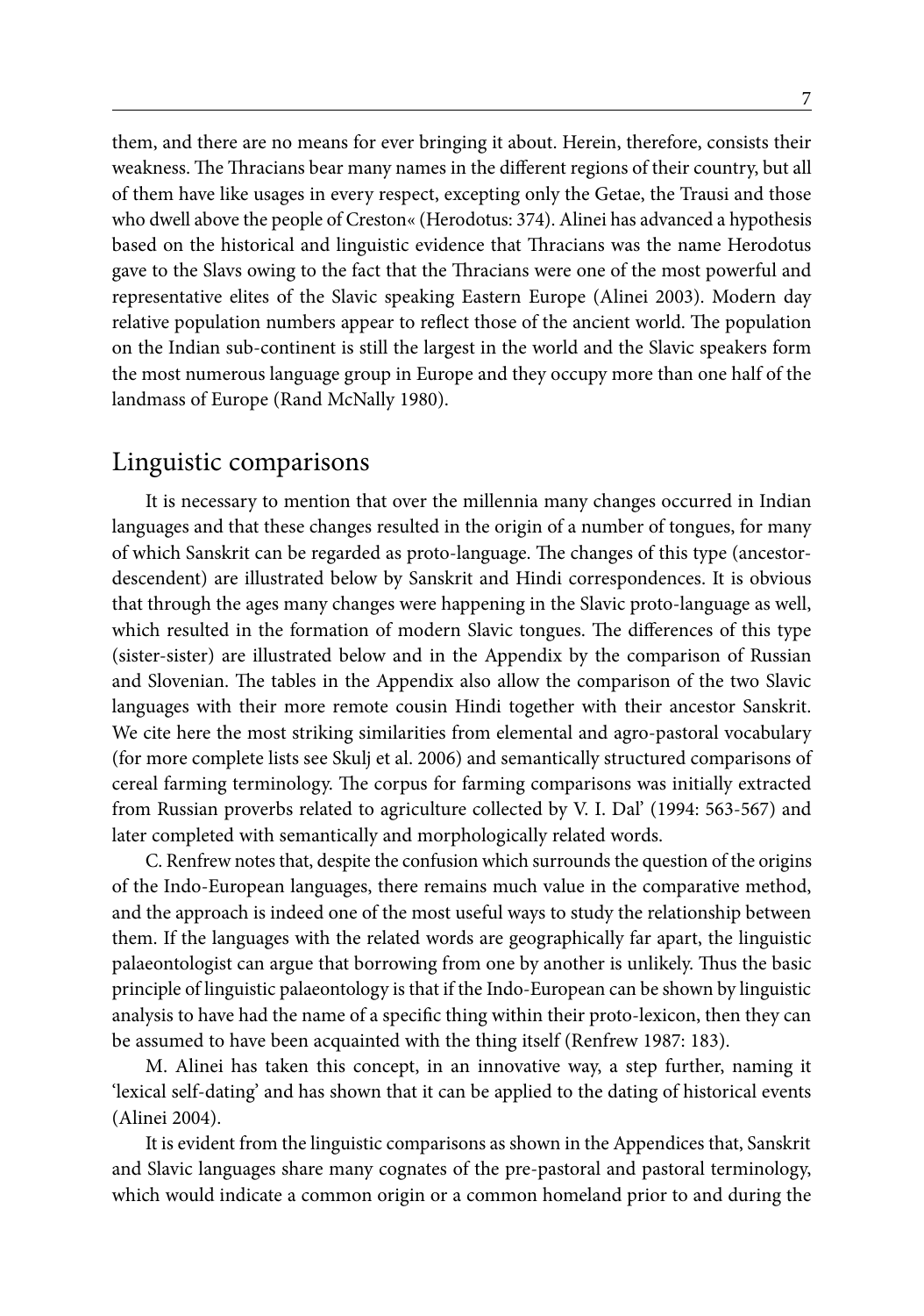them, and there are no means for ever bringing it about. Herein, therefore, consists their weakness. The Thracians bear many names in the different regions of their country, but all of them have like usages in every respect, excepting only the Getae, the Trausi and those who dwell above the people of Creston« (Herodotus: 374). Alinei has advanced a hypothesis based on the historical and linguistic evidence that Thracians was the name Herodotus gave to the Slavs owing to the fact that the Thracians were one of the most powerful and representative elites of the Slavic speaking Eastern Europe (Alinei 2003). Modern day relative population numbers appear to reflect those of the ancient world. The population on the Indian sub-continent is still the largest in the world and the Slavic speakers form the most numerous language group in Europe and they occupy more than one half of the landmass of Europe (Rand McNally 1980).

## Linguistic comparisons

It is necessary to mention that over the millennia many changes occurred in Indian languages and that these changes resulted in the origin of a number of tongues, for many of which Sanskrit can be regarded as proto-language. The changes of this type (ancestor-descendent) are illustrated below by Sanskrit and Hindi correspondences. It is obvious that through the ages many changes were happening in the Slavic proto-language as well, which resulted in the formation of modern Slavic tongues. The differences of this type (sister-sister) are illustrated below and in the Appendix by the comparison of Russian and Slovenian. The tables in the Appendix also allow the comparison of the two Slavic languages with their more remote cousin Hindi together with their ancestor Sanskrit. We cite here the most striking similarities from elemental and agro-pastoral vocabulary (for more complete lists see Skulj et al. 2006) and semantically structured comparisons of cereal farming terminology. The corpus for farming comparisons was initially extracted from Russian proverbs related to agriculture collected by V. I. Dal' (1994: 563-567) and later completed with semantically and morphologically related words.

C. Renfrew notes that, despite the confusion which surrounds the question of the origins of the Indo-European languages, there remains much value in the comparative method, and the approach is indeed one of the most useful ways to study the relationship between them. If the languages with the related words are geographically far apart, the linguistic palaeontologist can argue that borrowing from one by another is unlikely. Thus the basic principle of linguistic palaeontology is that if the Indo-European can be shown by linguistic analysis to have had the name of a specific thing within their proto-lexicon, then they can be assumed to have been acquainted with the thing itself (Renfrew 1987: 183).

M. Alinei has taken this concept, in an innovative way, a step further, naming it 'lexical self-dating' and has shown that it can be applied to the dating of historical events (Alinei 2004).

It is evident from the linguistic comparisons as shown in the Appendices that, Sanskrit and Slavic languages share many cognates of the pre-pastoral and pastoral terminology, which would indicate a common origin or a common homeland prior to and during the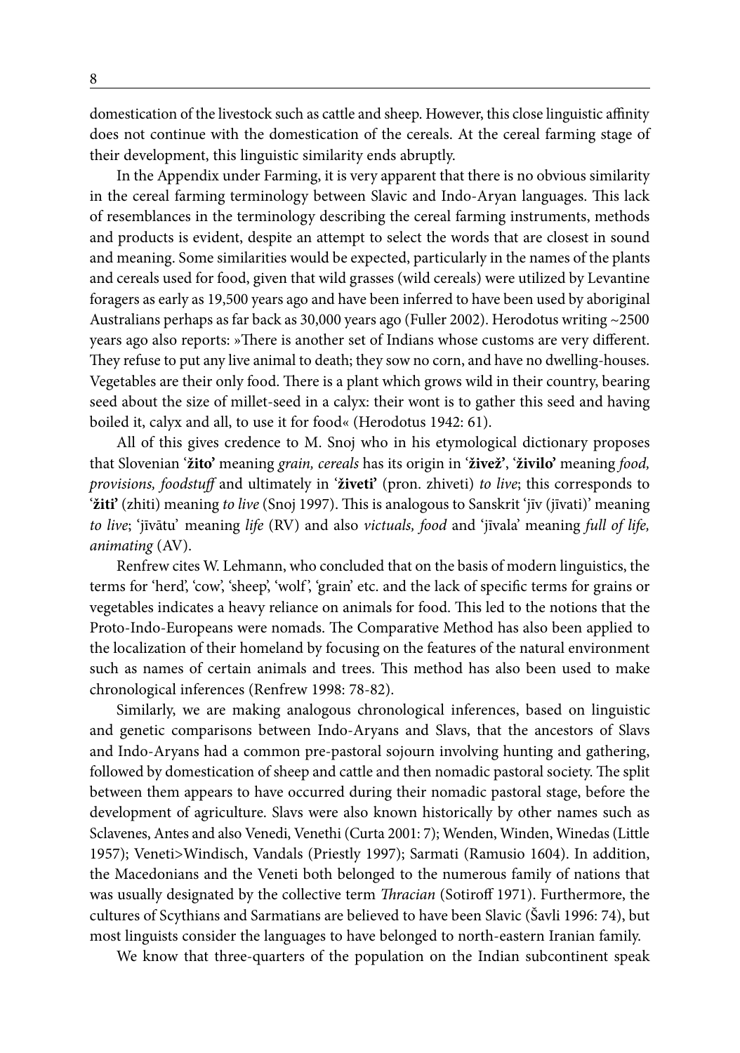domestication of the livestock such as cattle and sheep. However, this close linguistic affinity does not continue with the domestication of the cereals. At the cereal farming stage of their development, this linguistic similarity ends abruptly.

In the Appendix under Farming, it is very apparent that there is no obvious similarity in the cereal farming terminology between Slavic and Indo-Aryan languages. This lack of resemblances in the terminology describing the cereal farming instruments, methods and products is evident, despite an attempt to select the words that are closest in sound and meaning. Some similarities would be expected, particularly in the names of the plants and cereals used for food, given that wild grasses (wild cereals) were utilized by Levantine foragers as early as 19,500 years ago and have been inferred to have been used by aboriginal Australians perhaps as far back as 30,000 years ago (Fuller 2002). Herodotus writing ~2500 years ago also reports: »There is another set of Indians whose customs are very different. They refuse to put any live animal to death; they sow no corn, and have no dwelling-houses. Vegetables are their only food. There is a plant which grows wild in their country, bearing seed about the size of millet-seed in a calyx: their wont is to gather this seed and having boiled it, calyx and all, to use it for food« (Herodotus 1942: 61).

All of this gives credence to M. Snoj who in his etymological dictionary proposes that Slovenian '**žito'** meaning *grain, cereals* has its origin in '**živež'**, '**živilo'** meaning *food, provisions, foodstuff* and ultimately in '**živeti'** (pron. zhiveti) *to live*; this corresponds to '**žiti'** (zhiti) meaning *to live* (Snoj 1997). This is analogous to Sanskrit 'jīv (jīvati)' meaning *to live*; 'jīvātu' meaning *life* (RV) and also *victuals, food* and 'jīvala' meaning *full of life, animating* (AV).

Renfrew cites W. Lehmann, who concluded that on the basis of modern linguistics, the terms for 'herd', 'cow', 'sheep', 'wolf', 'grain' etc. and the lack of specific terms for grains or vegetables indicates a heavy reliance on animals for food. This led to the notions that the Proto-Indo-Europeans were nomads. The Comparative Method has also been applied to the localization of their homeland by focusing on the features of the natural environment such as names of certain animals and trees. This method has also been used to make chronological inferences (Renfrew 1998: 78-82).

Similarly, we are making analogous chronological inferences, based on linguistic and genetic comparisons between Indo-Aryans and Slavs, that the ancestors of Slavs and Indo-Aryans had a common pre-pastoral sojourn involving hunting and gathering, followed by domestication of sheep and cattle and then nomadic pastoral society. The split between them appears to have occurred during their nomadic pastoral stage, before the development of agriculture. Slavs were also known historically by other names such as Sclavenes, Antes and also Venedi, Venethi (Curta 2001: 7); Wenden, Winden, Winedas (Little 1957); Veneti>Windisch, Vandals (Priestly 1997); Sarmati (Ramusio 1604). In addition, the Macedonians and the Veneti both belonged to the numerous family of nations that was usually designated by the collective term *Thracian* (Sotiroff 1971). Furthermore, the cultures of Scythians and Sarmatians are believed to have been Slavic (Šavli 1996: 74), but most linguists consider the languages to have belonged to north-eastern Iranian family.

We know that three-quarters of the population on the Indian subcontinent speak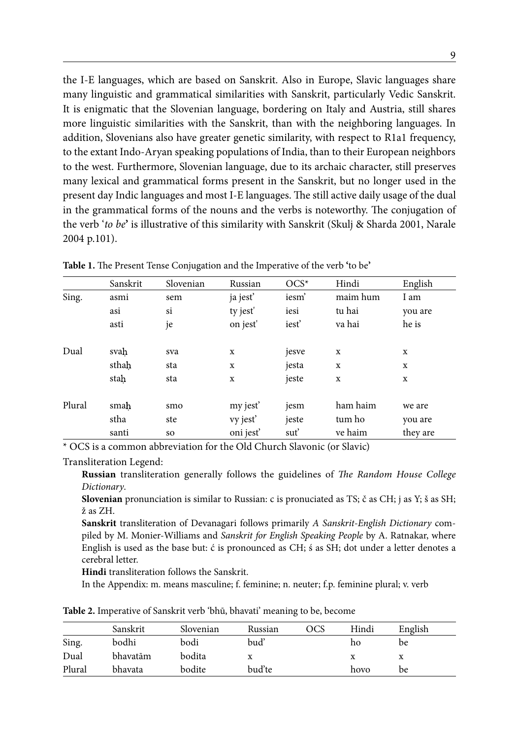the I-E languages, which are based on Sanskrit. Also in Europe, Slavic languages share many linguistic and grammatical similarities with Sanskrit, particularly Vedic Sanskrit. It is enigmatic that the Slovenian language, bordering on Italy and Austria, still shares more linguistic similarities with the Sanskrit, than with the neighboring languages. In addition, Slovenians also have greater genetic similarity, with respect to R1a1 frequency, to the extant Indo-Aryan speaking populations of India, than to their European neighbors to the west. Furthermore, Slovenian language, due to its archaic character, still preserves many lexical and grammatical forms present in the Sanskrit, but no longer used in the present day Indic languages and most I-E languages. The still active daily usage of the dual in the grammatical forms of the nouns and the verbs is noteworthy. The conjugation of the verb '*to be*' is illustrative of this similarity with Sanskrit (Skulj & Sharda 2001, Narale 2004 p.101).

**Table 1.** The Present Tense Conjugation and the Imperative of the verb 'to be'

| | Sanskrit | Slovenian | Russian | OCS* | Hindi | English |
|---|---|---|---|---|---|---|
| Sing. | asmi | sem | ja jest' | iesm' | maim hum | I am |
| | asi | si | ty jest' | iesi | tu hai | you are |
| | asti | je | on jest' | iest' | va hai | he is |
| Dual | svaḥ | sva | x | jesve | x | x |
| | sthaḥ | sta | x | jesta | x | x |
| | staḥ | sta | x | jeste | x | x |
| Plural | smaḥ | smo | my jest' | jesm | ham haim | we are |
| | stha | ste | vy jest' | jeste | tum ho | you are |
| | santi | so | oni jest' | sut' | ve haim | they are |

\* OCS is a common abbreviation for the Old Church Slavonic (or Slavic)

Transliteration Legend:

**Russian** transliteration generally follows the guidelines of *The Random House College Dictionary*.

**Slovenian** pronunciation is similar to Russian: c is pronuciated as TS; č as CH; j as Y; š as SH; ž as ZH.

**Sanskrit** transliteration of Devanagari follows primarily *A Sanskrit-English Dictionary* compiled by M. Monier-Williams and *Sanskrit for English Speaking People* by A. Ratnakar, where English is used as the base but: ć is pronounced as CH; ś as SH; dot under a letter denotes a cerebral letter.

**Hindi** transliteration follows the Sanskrit.

In the Appendix: m. means masculine; f. feminine; n. neuter; f.p. feminine plural; v. verb

**Table 2.** Imperative of Sanskrit verb 'bhū, bhavati' meaning to be, become

| | Sanskrit | Slovenian | Russian | OCS | Hindi | English |
|---|---|---|---|---|---|---|
| Sing. | bodhi | bodi | bud' | | ho | be |
| Dual | bhavatām | bodita | x | | x | x |
| Plural | bhavata | bodite | bud'te | | hovo | be |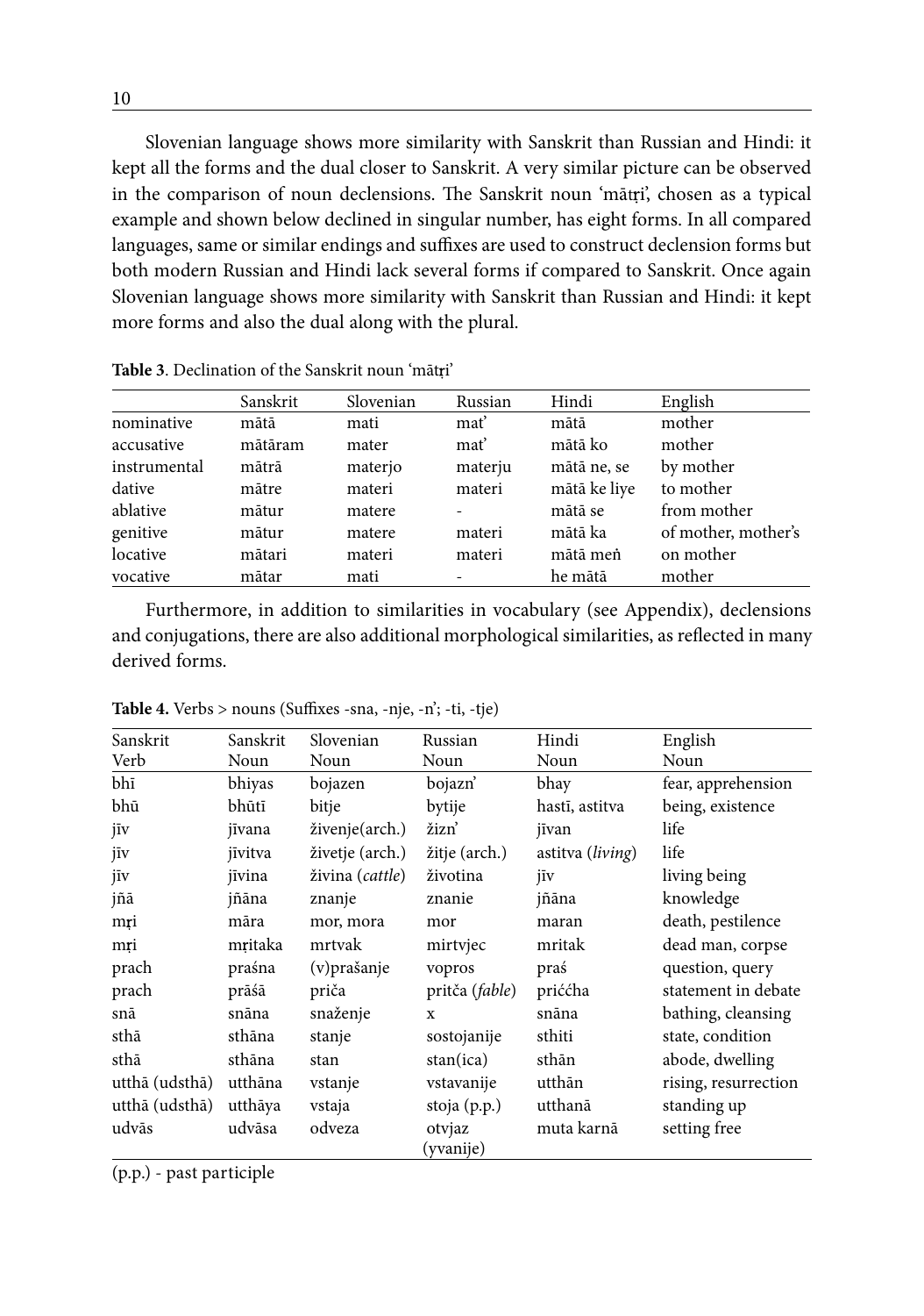Slovenian language shows more similarity with Sanskrit than Russian and Hindi: it kept all the forms and the dual closer to Sanskrit. A very similar picture can be observed in the comparison of noun declensions. The Sanskrit noun 'mātṛi', chosen as a typical example and shown below declined in singular number, has eight forms. In all compared languages, same or similar endings and suffixes are used to construct declension forms but both modern Russian and Hindi lack several forms if compared to Sanskrit. Once again Slovenian language shows more similarity with Sanskrit than Russian and Hindi: it kept more forms and also the dual along with the plural.

**Table 3**. Declination of the Sanskrit noun 'mātṛi'

| | Sanskrit | Slovenian | Russian | Hindi | English |
|---|---|---|---|---|---|
| nominative | mātā | mati | mat' | mātā | mother |
| accusative | mātāram | mater | mat' | mātā ko | mother |
| instrumental | mātrā | materjo | materju | mātā ne, se | by mother |
| dative | mātre | materi | materi | mātā ke liye | to mother |
| ablative | mātur | matere | - | mātā se | from mother |
| genitive | mātur | matere | materi | mātā ka | of mother, mother's |
| locative | mātari | materi | materi | mātā meṅ | on mother |
| vocative | mātar | mati | - | he mātā | mother |

Furthermore, in addition to similarities in vocabulary (see Appendix), declensions and conjugations, there are also additional morphological similarities, as reflected in many derived forms.

**Table 4.** Verbs > nouns (Suffixes -sna, -nje, -n'; -ti, -tje)

| Sanskrit Verb | Sanskrit Noun | Slovenian Noun | Russian Noun | Hindi Noun | English Noun |
|---|---|---|---|---|---|
| bhī | bhiyas | bojazen | bojazn' | bhay | fear, apprehension |
| bhū | bhūtī | bitje | bytije | hastī, astitva | being, existence |
| jīv | jīvana | življenje(arch.) | žizn' | jīvan | life |
| jīv | jīvitva | živetje (arch.) | žitje (arch.) | astitva (*living*) | life |
| jīv | jīvina | živina (*cattle*) | životina | jīv | living being |
| jñā | jñāna | znanje | znanie | jñāna | knowledge |
| mṛi | māra | mor, mora | mor | maran | death, pestilence |
| mṛi | mṛitaka | mrtvak | mirtvjec | mritak | dead man, corpse |
| prach | praśna | (v)prašanje | vopros | praś | question, query |
| prach | prāśā | priča | pritča (*fable*) | priććha | statement in debate |
| snā | snāna | snaženje | x | snāna | bathing, cleansing |
| sthā | sthāna | stanje | sostojanije | sthiti | state, condition |
| sthā | sthāna | stan | stan(ica) | sthān | abode, dwelling |
| utthā (udsthā) | utthāna | vstanje | vstavanije | utthān | rising, resurrection |
| utthā (udsthā) | utthāya | vstaja | stoja (p.p.) | utthanā | standing up |
| udvās | udvāsa | odveza | otvjaz (yvanije) | muta karnā | setting free |

(p.p.) - past participle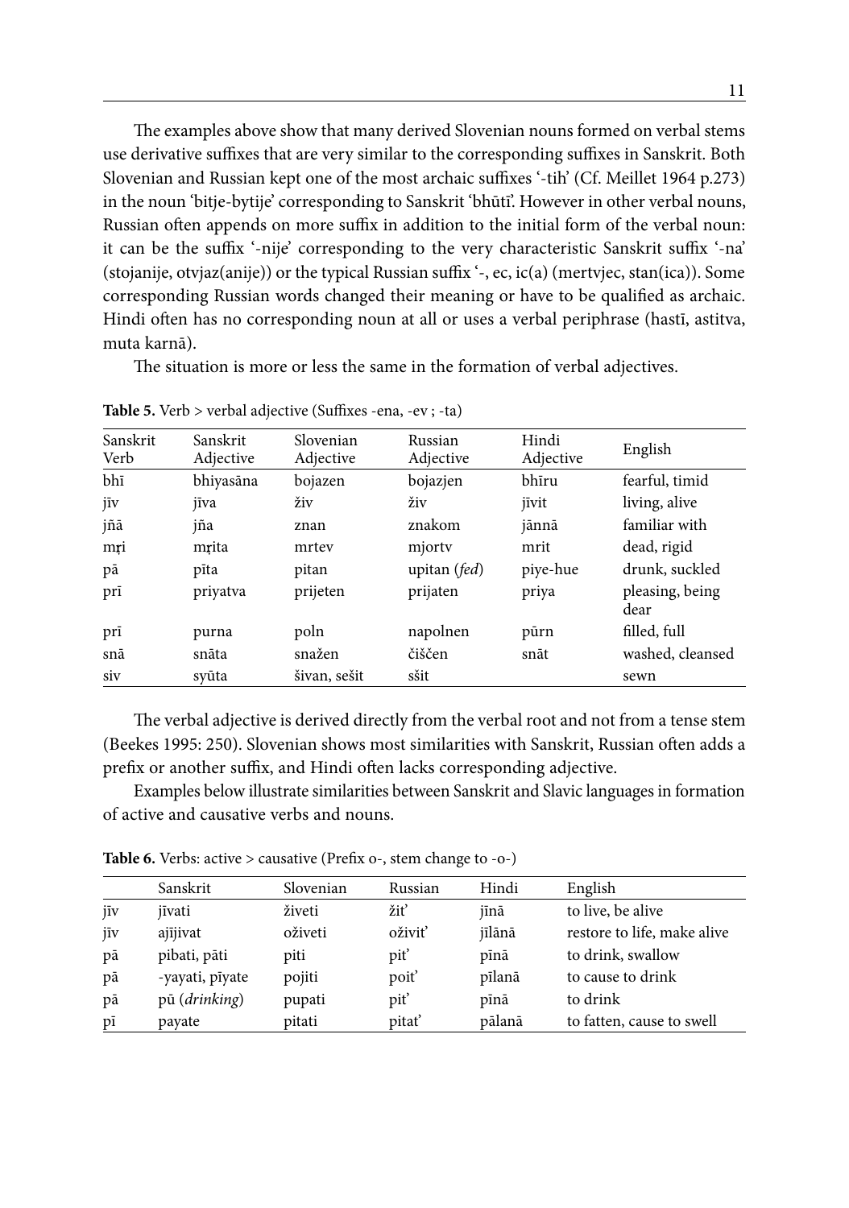The examples above show that many derived Slovenian nouns formed on verbal stems use derivative suffixes that are very similar to the corresponding suffixes in Sanskrit. Both Slovenian and Russian kept one of the most archaic suffixes '-tih' (Cf. Meillet 1964 p.273) in the noun 'bitje-bytije' corresponding to Sanskrit 'bhūtī'. However in other verbal nouns, Russian often appends on more suffix in addition to the initial form of the verbal noun: it can be the suffix '-nije' corresponding to the very characteristic Sanskrit suffix '-na' (stojanije, otvjaz(anije)) or the typical Russian suffix '-, ec, ic(a) (mertvjec, stan(ica)). Some corresponding Russian words changed their meaning or have to be qualified as archaic. Hindi often has no corresponding noun at all or uses a verbal periphrase (hastī, astitva, muta karnā).

The situation is more or less the same in the formation of verbal adjectives.

**Table 5.** Verb > verbal adjective (Suffixes -ena, -ev ; -ta)

| Sanskrit Verb | Sanskrit Adjective | Slovenian Adjective | Russian Adjective | Hindi Adjective | English |
|---|---|---|---|---|---|
| bhī | bhiyasāna | bojazen | bojazjen | bhīru | fearful, timid |
| jīv | jīva | živ | živ | jīvit | living, alive |
| jñā | jña | znan | znakom | jānnā | familiar with |
| mṛi | mṛita | mrtev | mjortv | mrit | dead, rigid |
| pā | pīta | pitan | upitan (*fed*) | piye-hue | drunk, suckled |
| prī | priyatva | prijeten | prijaten | priya | pleasing, being dear |
| prī | purna | poln | napolnen | pūrn | filled, full |
| snā | snāta | snažen | čiščen | snāt | washed, cleansed |
| siv | syūta | šivan, sešit | sšit | | sewn |

The verbal adjective is derived directly from the verbal root and not from a tense stem (Beekes 1995: 250). Slovenian shows most similarities with Sanskrit, Russian often adds a prefix or another suffix, and Hindi often lacks corresponding adjective.

Examples below illustrate similarities between Sanskrit and Slavic languages in formation of active and causative verbs and nouns.

**Table 6.** Verbs: active > causative (Prefix o-, stem change to -o-)

| | Sanskrit | Slovenian | Russian | Hindi | English |
|---|---|---|---|---|---|
| jīv | jīvati | živeti | žit' | jīnā | to live, be alive |
| jīv | ajījivat | oživeti | oživit' | jīlānā | restore to life, make alive |
| pā | pibati, pāti | piti | pit' | pīnā | to drink, swallow |
| pā | -yayati, pīyate | pojiti | poit' | pīlanā | to cause to drink |
| pā | pū (*drinking*) | pupati | pit' | pīnā | to drink |
| pī | payate | pitati | pitat' | pālanā | to fatten, cause to swell |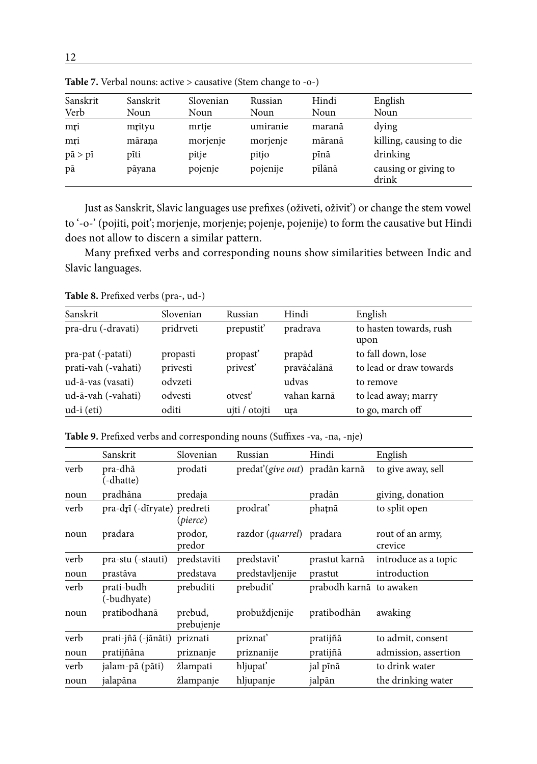**Table 7.** Verbal nouns: active > causative (Stem change to -o-)

| Sanskrit Verb | Sanskrit Noun | Slovenian Noun | Russian Noun | Hindi Noun | English Noun |
|---|---|---|---|---|---|
| mṛi | mṛityu | mrtje | umiranie | maranā | dying |
| mṛi | māraṇa | morjenje | morjenje | māranā | killing, causing to die |
| pā > pī | pīti | pitje | pitjo | pīnā | drinking |
| pā | pāyana | pojenje | pojenije | pīlānā | causing or giving to drink |

Just as Sanskrit, Slavic languages use prefixes (oživeti, oživit') or change the stem vowel to '-o-' (pojiti, poit'; morjenje, morjenje; pojenje, pojenije) to form the causative but Hindi does not allow to discern a similar pattern.

Many prefixed verbs and corresponding nouns show similarities between Indic and Slavic languages.

**Table 8.** Prefixed verbs (pra-, ud-)

| Sanskrit | Slovenian | Russian | Hindi | English |
|---|---|---|---|---|
| pra-dru (-dravati) | pridrveti | prepustit' | pradrava | to hasten towards, rush upon |
| pra-pat (-patati) | propasti | propast' | prapād | to fall down, lose |
| prati-vah (-vahati) | privesti | privest' | pravāćalānā | to lead or draw towards |
| ud-ā-vas (vasati) | odvzeti | | udvas | to remove |
| ud-ā-vah (-vahati) | odvesti | otvest' | vahan karnā | to lead away; marry |
| ud-i (eti) | oditi | ujti / otojti | uṛa | to go, march off |

**Table 9.** Prefixed verbs and corresponding nouns (Suffixes -va, -na, -nje)

| | Sanskrit | Slovenian | Russian | Hindi | English |
|---|---|---|---|---|---|
| verb | pra-dhā (-dhatte) | prodati | predat'(*give out*) | pradān karnā | to give away, sell |
| noun | pradhāna | predaja | | pradān | giving, donation |
| verb | pra-dṛī (-dīryate) | predreti (*pierce*) | prodrat' | phaṭnā | to split open |
| noun | pradara | prodor, predor | razdor (*quarrel*) | pradara | rout of an army, crevice |
| verb | pra-stu (-stauti) | predstaviti | predstavit' | prastut karnā | introduce as a topic |
| noun | prastāva | predstava | predstavljenije | prastut | introduction |
| verb | prati-budh (-budhyate) | prebuditi | prebudit' | prabodh karnā | to awaken |
| noun | pratibodhanā | prebud, prebujenje | probuždjenije | pratibodhān | awaking |
| verb | prati-jñā (-jānāti) | priznati | priznat' | pratijñā | to admit, consent |
| noun | pratijñāna | priznanje | priznanije | pratijñā | admission, assertion |
| verb | jalam-pā (pāti) | žlampati | hljupat' | jal pīnā | to drink water |
| noun | jalapāna | žlampanje | hljupanje | jalpān | the drinking water |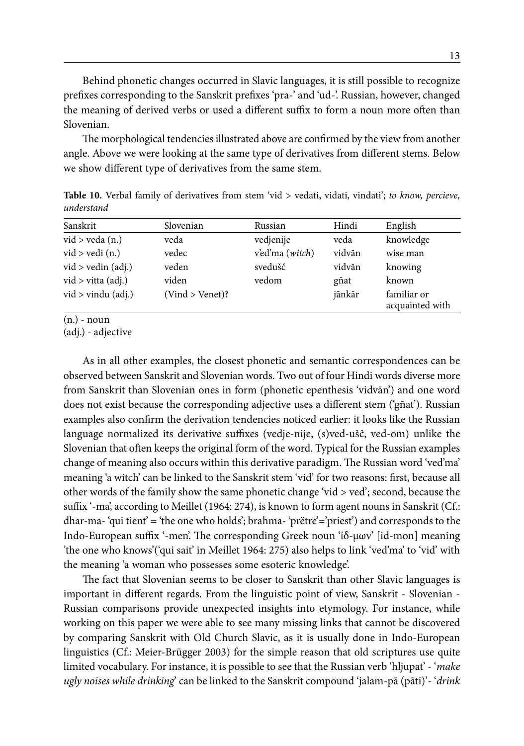Behind phonetic changes occurred in Slavic languages, it is still possible to recognize prefixes corresponding to the Sanskrit prefixes 'pra-' and 'ud-'. Russian, however, changed the meaning of derived verbs or used a different suffix to form a noun more often than Slovenian.

The morphological tendencies illustrated above are confirmed by the view from another angle. Above we were looking at the same type of derivatives from different stems. Below we show different type of derivatives from the same stem.

**Table 10.** Verbal family of derivatives from stem 'vid > vedati, vidati, vindati'; *to know, percieve, understand*

| Sanskrit | Slovenian | Russian | Hindi | English |
|---|---|---|---|---|
| vid > veda (n.) | veda | vedjenije | veda | knowledge |
| vid > vedi (n.) | vedec | v'ed'ma (*witch*) | vidvān | wise man |
| vid > vedin (adj.) | veden | svedušč | vidvān | knowing |
| vid > vitta (adj.) | viden | vedom | gñat | known |
| vid > vindu (adj.) | (Vind > Venet)? | | jānkār | familiar or acquainted with |

(n.) - noun
(adj.) - adjective

As in all other examples, the closest phonetic and semantic correspondences can be observed between Sanskrit and Slovenian words. Two out of four Hindi words diverse more from Sanskrit than Slovenian ones in form (phonetic epenthesis 'vidvān') and one word does not exist because the corresponding adjective uses a different stem ('gñat'). Russian examples also confirm the derivation tendencies noticed earlier: it looks like the Russian language normalized its derivative suffixes (vedje-nije, (s)ved-ušč, ved-om) unlike the Slovenian that often keeps the original form of the word. Typical for the Russian examples change of meaning also occurs within this derivative paradigm. The Russian word 'ved'ma' meaning 'a witch' can be linked to the Sanskrit stem 'vid' for two reasons: first, because all other words of the family show the same phonetic change 'vid > ved'; second, because the suffix '-ma', according to Meillet (1964: 274), is known to form agent nouns in Sanskrit (Cf.: dhar-ma- 'qui tient' = 'the one who holds'; brahma- 'prëtre'='priest') and corresponds to the Indo-European suffix '-men'. The corresponding Greek noun 'ίδ-μων' [id-mon] meaning 'the one who knows'('qui sait' in Meillet 1964: 275) also helps to link 'ved'ma' to 'vid' with the meaning 'a woman who possesses some esoteric knowledge'.

The fact that Slovenian seems to be closer to Sanskrit than other Slavic languages is important in different regards. From the linguistic point of view, Sanskrit - Slovenian - Russian comparisons provide unexpected insights into etymology. For instance, while working on this paper we were able to see many missing links that cannot be discovered by comparing Sanskrit with Old Church Slavic, as it is usually done in Indo-European linguistics (Cf.: Meier-Brügger 2003) for the simple reason that old scriptures use quite limited vocabulary. For instance, it is possible to see that the Russian verb 'hljupat' - '*make ugly noises while drinking*' can be linked to the Sanskrit compound 'jalam-pā (pāti)'- '*drink*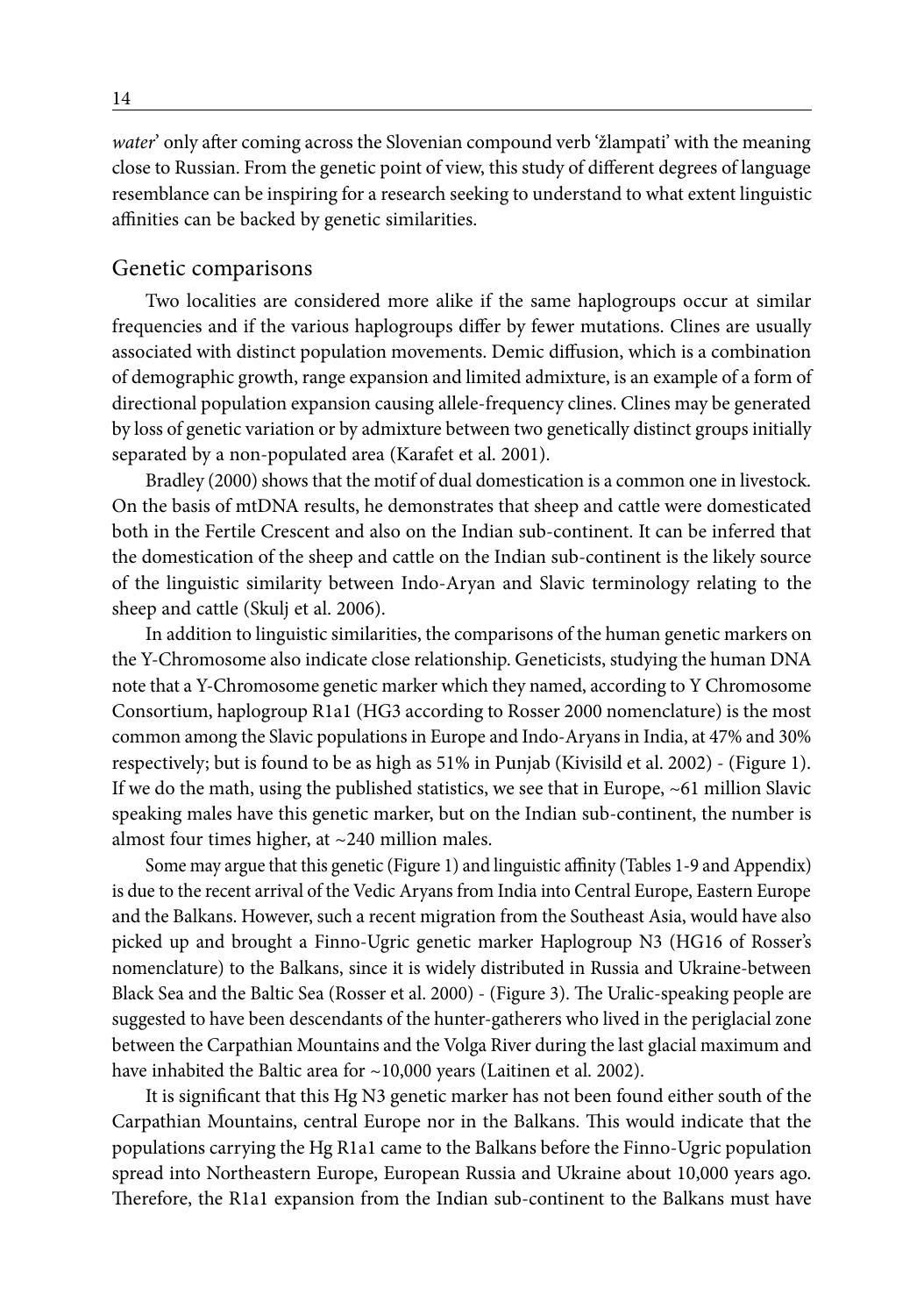*water*' only after coming across the Slovenian compound verb 'žlampati' with the meaning close to Russian. From the genetic point of view, this study of different degrees of language resemblance can be inspiring for a research seeking to understand to what extent linguistic affinities can be backed by genetic similarities.

## Genetic comparisons

Two localities are considered more alike if the same haplogroups occur at similar frequencies and if the various haplogroups differ by fewer mutations. Clines are usually associated with distinct population movements. Demic diffusion, which is a combination of demographic growth, range expansion and limited admixture, is an example of a form of directional population expansion causing allele-frequency clines. Clines may be generated by loss of genetic variation or by admixture between two genetically distinct groups initially separated by a non-populated area (Karafet et al. 2001).

Bradley (2000) shows that the motif of dual domestication is a common one in livestock. On the basis of mtDNA results, he demonstrates that sheep and cattle were domesticated both in the Fertile Crescent and also on the Indian sub-continent. It can be inferred that the domestication of the sheep and cattle on the Indian sub-continent is the likely source of the linguistic similarity between Indo-Aryan and Slavic terminology relating to the sheep and cattle (Skulj et al. 2006).

In addition to linguistic similarities, the comparisons of the human genetic markers on the Y-Chromosome also indicate close relationship. Geneticists, studying the human DNA note that a Y-Chromosome genetic marker which they named, according to Y Chromosome Consortium, haplogroup R1a1 (HG3 according to Rosser 2000 nomenclature) is the most common among the Slavic populations in Europe and Indo-Aryans in India, at 47% and 30% respectively; but is found to be as high as 51% in Punjab (Kivisild et al. 2002) - (Figure 1). If we do the math, using the published statistics, we see that in Europe, ~61 million Slavic speaking males have this genetic marker, but on the Indian sub-continent, the number is almost four times higher, at ~240 million males.

Some may argue that this genetic (Figure 1) and linguistic affinity (Tables 1-9 and Appendix) is due to the recent arrival of the Vedic Aryans from India into Central Europe, Eastern Europe and the Balkans. However, such a recent migration from the Southeast Asia, would have also picked up and brought a Finno-Ugric genetic marker Haplogroup N3 (HG16 of Rosser's nomenclature) to the Balkans, since it is widely distributed in Russia and Ukraine-between Black Sea and the Baltic Sea (Rosser et al. 2000) - (Figure 3). The Uralic-speaking people are suggested to have been descendants of the hunter-gatherers who lived in the periglacial zone between the Carpathian Mountains and the Volga River during the last glacial maximum and have inhabited the Baltic area for ~10,000 years (Laitinen et al. 2002).

It is significant that this Hg N3 genetic marker has not been found either south of the Carpathian Mountains, central Europe nor in the Balkans. This would indicate that the populations carrying the Hg R1a1 came to the Balkans before the Finno-Ugric population spread into Northeastern Europe, European Russia and Ukraine about 10,000 years ago. Therefore, the R1a1 expansion from the Indian sub-continent to the Balkans must have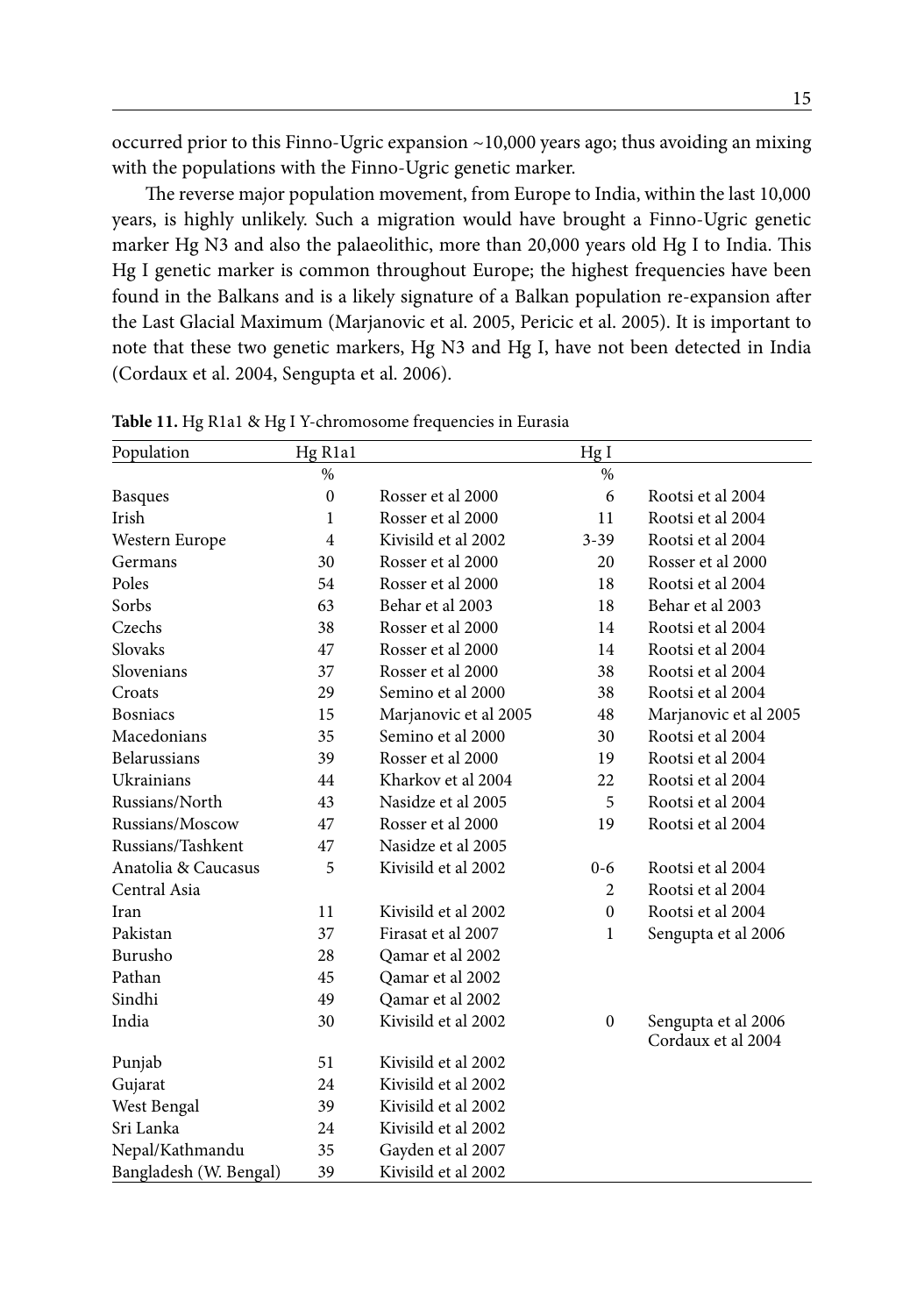occurred prior to this Finno-Ugric expansion ~10,000 years ago; thus avoiding an mixing with the populations with the Finno-Ugric genetic marker.

The reverse major population movement, from Europe to India, within the last 10,000 years, is highly unlikely. Such a migration would have brought a Finno-Ugric genetic marker Hg N3 and also the palaeolithic, more than 20,000 years old Hg I to India. This Hg I genetic marker is common throughout Europe; the highest frequencies have been found in the Balkans and is a likely signature of a Balkan population re-expansion after the Last Glacial Maximum (Marjanovic et al. 2005, Pericic et al. 2005). It is important to note that these two genetic markers, Hg N3 and Hg I, have not been detected in India (Cordaux et al. 2004, Sengupta et al. 2006).

**Table 11.** Hg R1a1 & Hg I Y-chromosome frequencies in Eurasia

| Population | Hg R1a1 | | Hg I | |
|---|---|---|---|---|
| | % | | % | |
| Basques | 0 | Rosser et al 2000 | 6 | Rootsi et al 2004 |
| Irish | 1 | Rosser et al 2000 | 11 | Rootsi et al 2004 |
| Western Europe | 4 | Kivisild et al 2002 | 3-39 | Rootsi et al 2004 |
| Germans | 30 | Rosser et al 2000 | 20 | Rosser et al 2000 |
| Poles | 54 | Rosser et al 2000 | 18 | Rootsi et al 2004 |
| Sorbs | 63 | Behar et al 2003 | 18 | Behar et al 2003 |
| Czechs | 38 | Rosser et al 2000 | 14 | Rootsi et al 2004 |
| Slovaks | 47 | Rosser et al 2000 | 14 | Rootsi et al 2004 |
| Slovenians | 37 | Rosser et al 2000 | 38 | Rootsi et al 2004 |
| Croats | 29 | Semino et al 2000 | 38 | Rootsi et al 2004 |
| Bosniacs | 15 | Marjanovic et al 2005 | 48 | Marjanovic et al 2005 |
| Macedonians | 35 | Semino et al 2000 | 30 | Rootsi et al 2004 |
| Belarussians | 39 | Rosser et al 2000 | 19 | Rootsi et al 2004 |
| Ukrainians | 44 | Kharkov et al 2004 | 22 | Rootsi et al 2004 |
| Russians/North | 43 | Nasidze et al 2005 | 5 | Rootsi et al 2004 |
| Russians/Moscow | 47 | Rosser et al 2000 | 19 | Rootsi et al 2004 |
| Russians/Tashkent | 47 | Nasidze et al 2005 | | |
| Anatolia & Caucasus | 5 | Kivisild et al 2002 | 0-6 | Rootsi et al 2004 |
| Central Asia | | | 2 | Rootsi et al 2004 |
| Iran | 11 | Kivisild et al 2002 | 0 | Rootsi et al 2004 |
| Pakistan | 37 | Firasat et al 2007 | 1 | Sengupta et al 2006 |
| Burusho | 28 | Qamar et al 2002 | | |
| Pathan | 45 | Qamar et al 2002 | | |
| Sindhi | 49 | Qamar et al 2002 | | |
| India | 30 | Kivisild et al 2002 | 0 | Sengupta et al 2006<br>Cordaux et al 2004 |
| Punjab | 51 | Kivisild et al 2002 | | |
| Gujarat | 24 | Kivisild et al 2002 | | |
| West Bengal | 39 | Kivisild et al 2002 | | |
| Sri Lanka | 24 | Kivisild et al 2002 | | |
| Nepal/Kathmandu | 35 | Gayden et al 2007 | | |
| Bangladesh (W. Bengal) | 39 | Kivisild et al 2002 | | |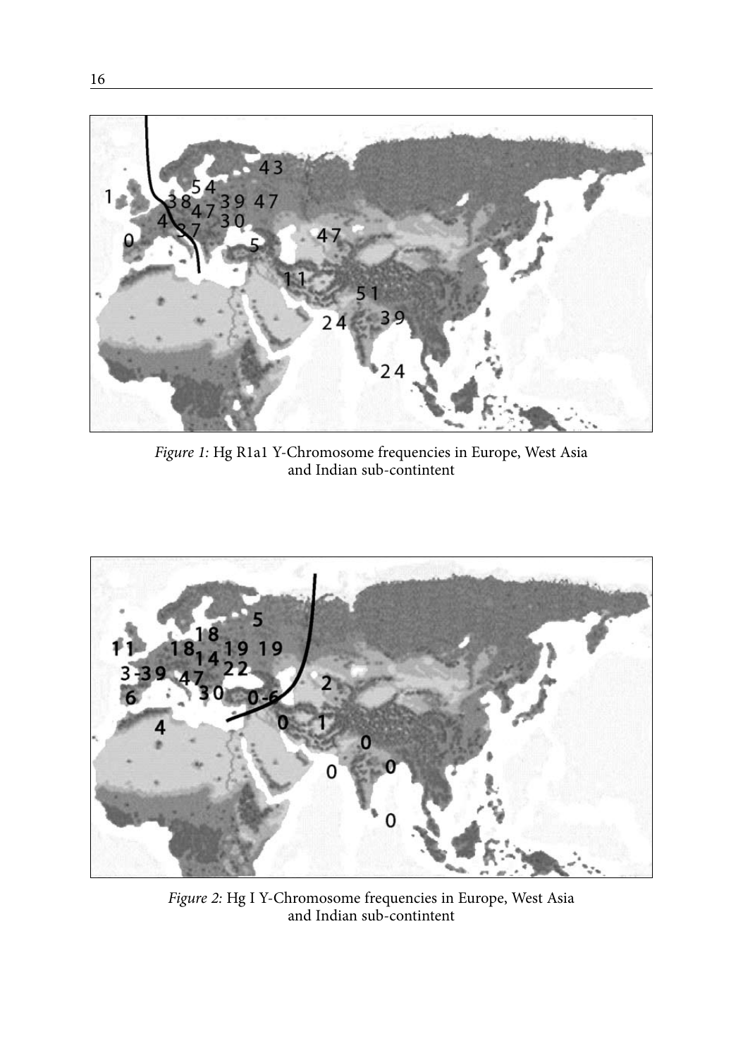*Figure 1:* Hg R1a1 Y-Chromosome frequencies in Europe, West Asia and Indian sub-contintent

*Figure 2:* Hg I Y-Chromosome frequencies in Europe, West Asia and Indian sub-contintent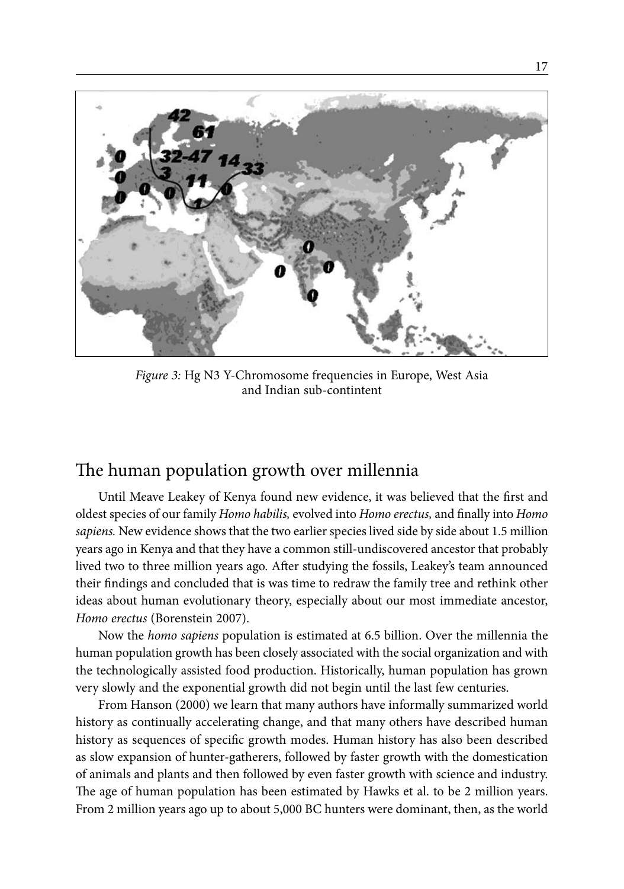*Figure 3:* Hg N3 Y-Chromosome frequencies in Europe, West Asia and Indian sub-contintent

## The human population growth over millennia

Until Meave Leakey of Kenya found new evidence, it was believed that the first and oldest species of our family *Homo habilis,* evolved into *Homo erectus,* and finally into *Homo sapiens.* New evidence shows that the two earlier species lived side by side about 1.5 million years ago in Kenya and that they have a common still-undiscovered ancestor that probably lived two to three million years ago. After studying the fossils, Leakey's team announced their findings and concluded that is was time to redraw the family tree and rethink other ideas about human evolutionary theory, especially about our most immediate ancestor, *Homo erectus* (Borenstein 2007).

Now the *homo sapiens* population is estimated at 6.5 billion. Over the millennia the human population growth has been closely associated with the social organization and with the technologically assisted food production. Historically, human population has grown very slowly and the exponential growth did not begin until the last few centuries.

From Hanson (2000) we learn that many authors have informally summarized world history as continually accelerating change, and that many others have described human history as sequences of specific growth modes. Human history has also been described as slow expansion of hunter-gatherers, followed by faster growth with the domestication of animals and plants and then followed by even faster growth with science and industry. The age of human population has been estimated by Hawks et al. to be 2 million years. From 2 million years ago up to about 5,000 BC hunters were dominant, then, as the world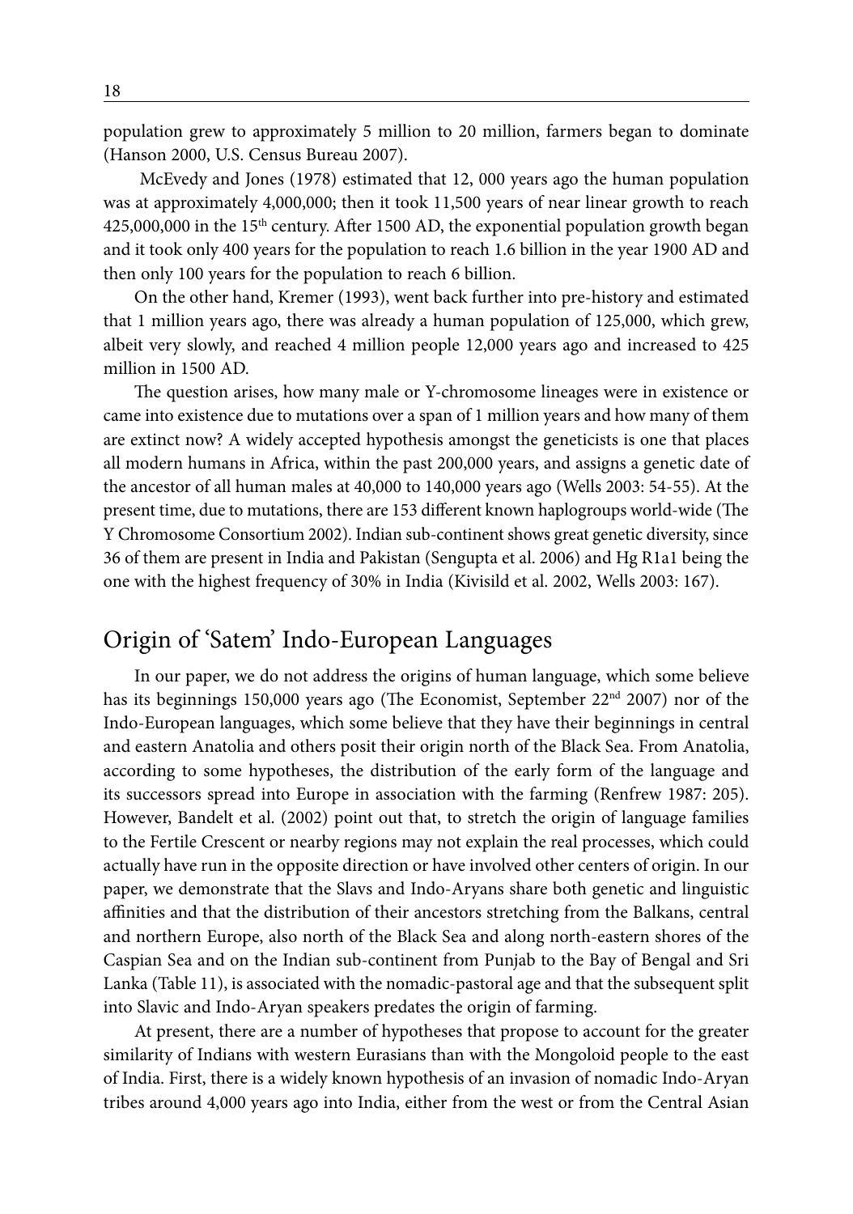population grew to approximately 5 million to 20 million, farmers began to dominate (Hanson 2000, U.S. Census Bureau 2007).

McEvedy and Jones (1978) estimated that 12, 000 years ago the human population was at approximately 4,000,000; then it took 11,500 years of near linear growth to reach 425,000,000 in the 15th century. After 1500 AD, the exponential population growth began and it took only 400 years for the population to reach 1.6 billion in the year 1900 AD and then only 100 years for the population to reach 6 billion.

On the other hand, Kremer (1993), went back further into pre-history and estimated that 1 million years ago, there was already a human population of 125,000, which grew, albeit very slowly, and reached 4 million people 12,000 years ago and increased to 425 million in 1500 AD.

The question arises, how many male or Y-chromosome lineages were in existence or came into existence due to mutations over a span of 1 million years and how many of them are extinct now? A widely accepted hypothesis amongst the geneticists is one that places all modern humans in Africa, within the past 200,000 years, and assigns a genetic date of the ancestor of all human males at 40,000 to 140,000 years ago (Wells 2003: 54-55). At the present time, due to mutations, there are 153 different known haplogroups world-wide (The Y Chromosome Consortium 2002). Indian sub-continent shows great genetic diversity, since 36 of them are present in India and Pakistan (Sengupta et al. 2006) and Hg R1a1 being the one with the highest frequency of 30% in India (Kivisild et al. 2002, Wells 2003: 167).

## Origin of 'Satem' Indo-European Languages

In our paper, we do not address the origins of human language, which some believe has its beginnings 150,000 years ago (The Economist, September 22nd 2007) nor of the Indo-European languages, which some believe that they have their beginnings in central and eastern Anatolia and others posit their origin north of the Black Sea. From Anatolia, according to some hypotheses, the distribution of the early form of the language and its successors spread into Europe in association with the farming (Renfrew 1987: 205). However, Bandelt et al. (2002) point out that, to stretch the origin of language families to the Fertile Crescent or nearby regions may not explain the real processes, which could actually have run in the opposite direction or have involved other centers of origin. In our paper, we demonstrate that the Slavs and Indo-Aryans share both genetic and linguistic affinities and that the distribution of their ancestors stretching from the Balkans, central and northern Europe, also north of the Black Sea and along north-eastern shores of the Caspian Sea and on the Indian sub-continent from Punjab to the Bay of Bengal and Sri Lanka (Table 11), is associated with the nomadic-pastoral age and that the subsequent split into Slavic and Indo-Aryan speakers predates the origin of farming.

At present, there are a number of hypotheses that propose to account for the greater similarity of Indians with western Eurasians than with the Mongoloid people to the east of India. First, there is a widely known hypothesis of an invasion of nomadic Indo-Aryan tribes around 4,000 years ago into India, either from the west or from the Central Asian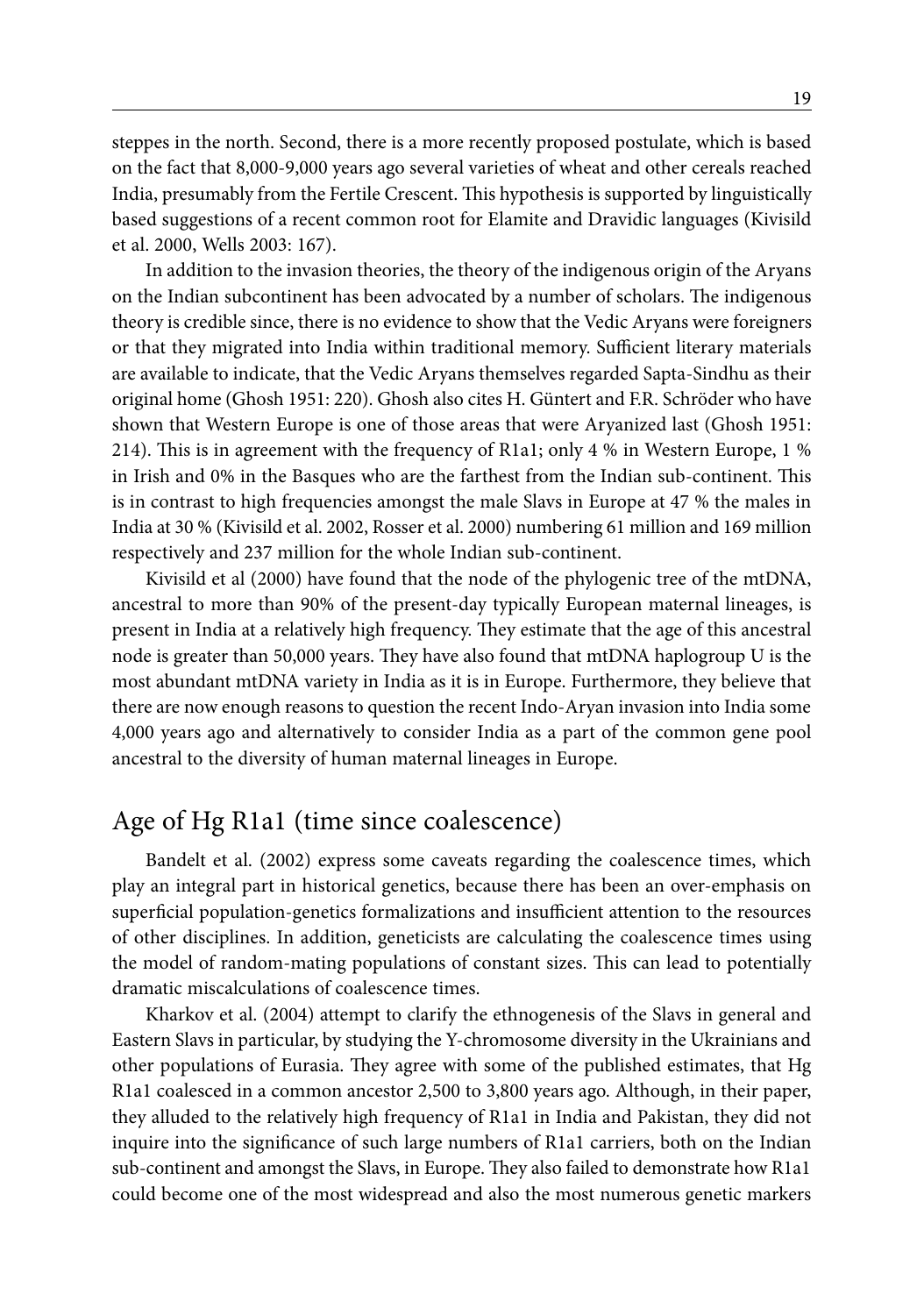steppes in the north. Second, there is a more recently proposed postulate, which is based on the fact that 8,000-9,000 years ago several varieties of wheat and other cereals reached India, presumably from the Fertile Crescent. This hypothesis is supported by linguistically based suggestions of a recent common root for Elamite and Dravidic languages (Kivisild et al. 2000, Wells 2003: 167).

In addition to the invasion theories, the theory of the indigenous origin of the Aryans on the Indian subcontinent has been advocated by a number of scholars. The indigenous theory is credible since, there is no evidence to show that the Vedic Aryans were foreigners or that they migrated into India within traditional memory. Sufficient literary materials are available to indicate, that the Vedic Aryans themselves regarded Sapta-Sindhu as their original home (Ghosh 1951: 220). Ghosh also cites H. Güntert and F.R. Schröder who have shown that Western Europe is one of those areas that were Aryanized last (Ghosh 1951: 214). This is in agreement with the frequency of R1a1; only 4 % in Western Europe, 1 % in Irish and 0% in the Basques who are the farthest from the Indian sub-continent. This is in contrast to high frequencies amongst the male Slavs in Europe at 47 % the males in India at 30 % (Kivisild et al. 2002, Rosser et al. 2000) numbering 61 million and 169 million respectively and 237 million for the whole Indian sub-continent.

Kivisild et al (2000) have found that the node of the phylogenic tree of the mtDNA, ancestral to more than 90% of the present-day typically European maternal lineages, is present in India at a relatively high frequency. They estimate that the age of this ancestral node is greater than 50,000 years. They have also found that mtDNA haplogroup U is the most abundant mtDNA variety in India as it is in Europe. Furthermore, they believe that there are now enough reasons to question the recent Indo-Aryan invasion into India some 4,000 years ago and alternatively to consider India as a part of the common gene pool ancestral to the diversity of human maternal lineages in Europe.

## Age of Hg R1a1 (time since coalescence)

Bandelt et al. (2002) express some caveats regarding the coalescence times, which play an integral part in historical genetics, because there has been an over-emphasis on superficial population-genetics formalizations and insufficient attention to the resources of other disciplines. In addition, geneticists are calculating the coalescence times using the model of random-mating populations of constant sizes. This can lead to potentially dramatic miscalculations of coalescence times.

Kharkov et al. (2004) attempt to clarify the ethnogenesis of the Slavs in general and Eastern Slavs in particular, by studying the Y-chromosome diversity in the Ukrainians and other populations of Eurasia. They agree with some of the published estimates, that Hg R1a1 coalesced in a common ancestor 2,500 to 3,800 years ago. Although, in their paper, they alluded to the relatively high frequency of R1a1 in India and Pakistan, they did not inquire into the significance of such large numbers of R1a1 carriers, both on the Indian sub-continent and amongst the Slavs, in Europe. They also failed to demonstrate how R1a1 could become one of the most widespread and also the most numerous genetic markers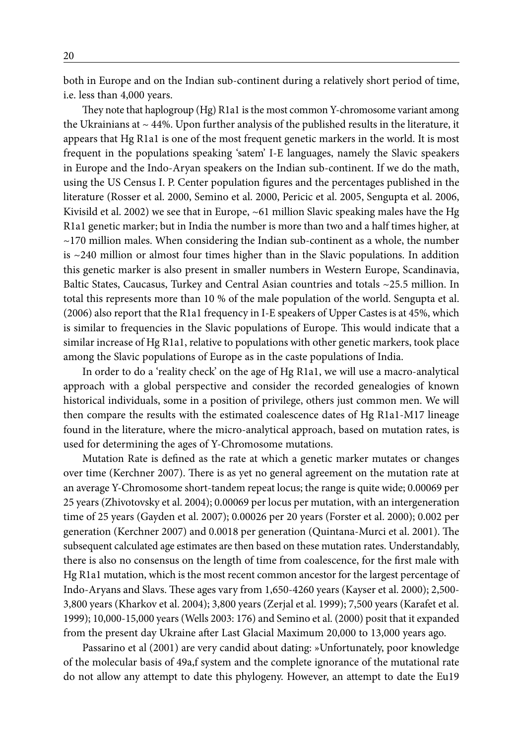both in Europe and on the Indian sub-continent during a relatively short period of time, i.e. less than 4,000 years.

They note that haplogroup (Hg) R1a1 is the most common Y-chromosome variant among the Ukrainians at ~ 44%. Upon further analysis of the published results in the literature, it appears that Hg R1a1 is one of the most frequent genetic markers in the world. It is most frequent in the populations speaking 'satem' I-E languages, namely the Slavic speakers in Europe and the Indo-Aryan speakers on the Indian sub-continent. If we do the math, using the US Census I. P. Center population figures and the percentages published in the literature (Rosser et al. 2000, Semino et al. 2000, Pericic et al. 2005, Sengupta et al. 2006, Kivisild et al. 2002) we see that in Europe, ~61 million Slavic speaking males have the Hg R1a1 genetic marker; but in India the number is more than two and a half times higher, at ~170 million males. When considering the Indian sub-continent as a whole, the number is ~240 million or almost four times higher than in the Slavic populations. In addition this genetic marker is also present in smaller numbers in Western Europe, Scandinavia, Baltic States, Caucasus, Turkey and Central Asian countries and totals ~25.5 million. In total this represents more than 10 % of the male population of the world. Sengupta et al. (2006) also report that the R1a1 frequency in I-E speakers of Upper Castes is at 45%, which is similar to frequencies in the Slavic populations of Europe. This would indicate that a similar increase of Hg R1a1, relative to populations with other genetic markers, took place among the Slavic populations of Europe as in the caste populations of India.

In order to do a 'reality check' on the age of Hg R1a1, we will use a macro-analytical approach with a global perspective and consider the recorded genealogies of known historical individuals, some in a position of privilege, others just common men. We will then compare the results with the estimated coalescence dates of Hg R1a1-M17 lineage found in the literature, where the micro-analytical approach, based on mutation rates, is used for determining the ages of Y-Chromosome mutations.

Mutation Rate is defined as the rate at which a genetic marker mutates or changes over time (Kerchner 2007). There is as yet no general agreement on the mutation rate at an average Y-Chromosome short-tandem repeat locus; the range is quite wide; 0.00069 per 25 years (Zhivotovsky et al. 2004); 0.00069 per locus per mutation, with an intergeneration time of 25 years (Gayden et al. 2007); 0.00026 per 20 years (Forster et al. 2000); 0.002 per generation (Kerchner 2007) and 0.0018 per generation (Quintana-Murci et al. 2001). The subsequent calculated age estimates are then based on these mutation rates. Understandably, there is also no consensus on the length of time from coalescence, for the first male with Hg R1a1 mutation, which is the most recent common ancestor for the largest percentage of Indo-Aryans and Slavs. These ages vary from 1,650-4260 years (Kayser et al. 2000); 2,500-3,800 years (Kharkov et al. 2004); 3,800 years (Zerjal et al. 1999); 7,500 years (Karafet et al. 1999); 10,000-15,000 years (Wells 2003: 176) and Semino et al. (2000) posit that it expanded from the present day Ukraine after Last Glacial Maximum 20,000 to 13,000 years ago.

Passarino et al (2001) are very candid about dating: »Unfortunately, poor knowledge of the molecular basis of 49a,f system and the complete ignorance of the mutational rate do not allow any attempt to date this phylogeny. However, an attempt to date the Eu19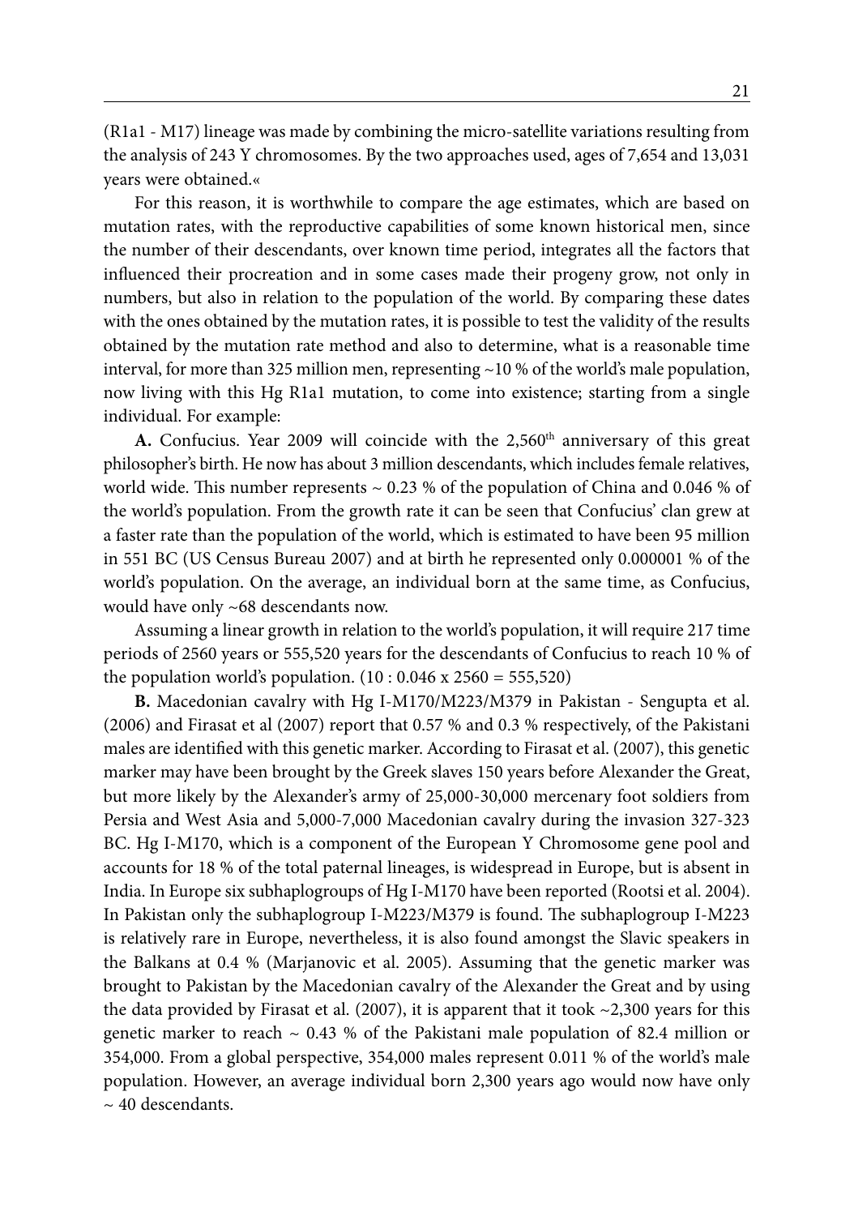(R1a1 - M17) lineage was made by combining the micro-satellite variations resulting from the analysis of 243 Y chromosomes. By the two approaches used, ages of 7,654 and 13,031 years were obtained.«

For this reason, it is worthwhile to compare the age estimates, which are based on mutation rates, with the reproductive capabilities of some known historical men, since the number of their descendants, over known time period, integrates all the factors that influenced their procreation and in some cases made their progeny grow, not only in numbers, but also in relation to the population of the world. By comparing these dates with the ones obtained by the mutation rates, it is possible to test the validity of the results obtained by the mutation rate method and also to determine, what is a reasonable time interval, for more than 325 million men, representing ~10 % of the world's male population, now living with this Hg R1a1 mutation, to come into existence; starting from a single individual. For example:

**A.** Confucius. Year 2009 will coincide with the 2,560$^{th}$ anniversary of this great philosopher's birth. He now has about 3 million descendants, which includes female relatives, world wide. This number represents ~ 0.23 % of the population of China and 0.046 % of the world's population. From the growth rate it can be seen that Confucius' clan grew at a faster rate than the population of the world, which is estimated to have been 95 million in 551 BC (US Census Bureau 2007) and at birth he represented only 0.000001 % of the world's population. On the average, an individual born at the same time, as Confucius, would have only ~68 descendants now.

Assuming a linear growth in relation to the world's population, it will require 217 time periods of 2560 years or 555,520 years for the descendants of Confucius to reach 10 % of the population world's population. (10 : 0.046 x 2560 = 555,520)

**B.** Macedonian cavalry with Hg I-M170/M223/M379 in Pakistan - Sengupta et al. (2006) and Firasat et al (2007) report that 0.57 % and 0.3 % respectively, of the Pakistani males are identified with this genetic marker. According to Firasat et al. (2007), this genetic marker may have been brought by the Greek slaves 150 years before Alexander the Great, but more likely by the Alexander's army of 25,000-30,000 mercenary foot soldiers from Persia and West Asia and 5,000-7,000 Macedonian cavalry during the invasion 327-323 BC. Hg I-M170, which is a component of the European Y Chromosome gene pool and accounts for 18 % of the total paternal lineages, is widespread in Europe, but is absent in India. In Europe six subhaplogroups of Hg I-M170 have been reported (Rootsi et al. 2004). In Pakistan only the subhaplogroup I-M223/M379 is found. The subhaplogroup I-M223 is relatively rare in Europe, nevertheless, it is also found amongst the Slavic speakers in the Balkans at 0.4 % (Marjanovic et al. 2005). Assuming that the genetic marker was brought to Pakistan by the Macedonian cavalry of the Alexander the Great and by using the data provided by Firasat et al. (2007), it is apparent that it took ~2,300 years for this genetic marker to reach ~ 0.43 % of the Pakistani male population of 82.4 million or 354,000. From a global perspective, 354,000 males represent 0.011 % of the world's male population. However, an average individual born 2,300 years ago would now have only ~ 40 descendants.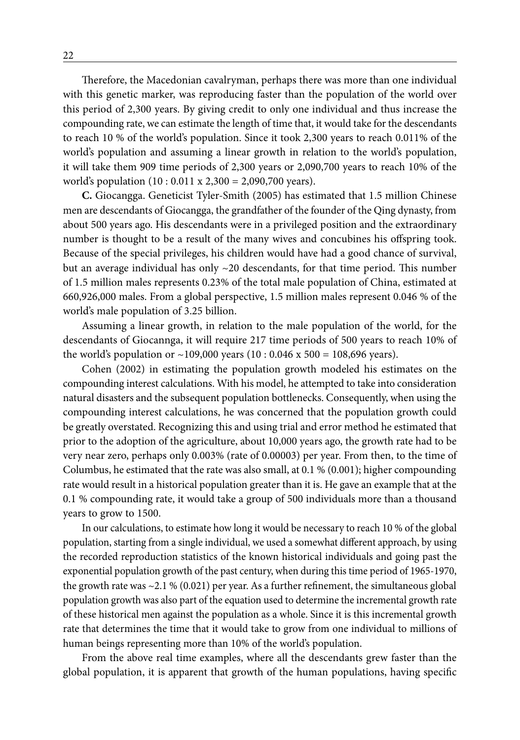Therefore, the Macedonian cavalryman, perhaps there was more than one individual with this genetic marker, was reproducing faster than the population of the world over this period of 2,300 years. By giving credit to only one individual and thus increase the compounding rate, we can estimate the length of time that, it would take for the descendants to reach 10 % of the world's population. Since it took 2,300 years to reach 0.011% of the world's population and assuming a linear growth in relation to the world's population, it will take them 909 time periods of 2,300 years or 2,090,700 years to reach 10% of the world's population (10 : 0.011 x 2,300 = 2,090,700 years).

**C.** Giocangga. Geneticist Tyler-Smith (2005) has estimated that 1.5 million Chinese men are descendants of Giocangga, the grandfather of the founder of the Qing dynasty, from about 500 years ago. His descendants were in a privileged position and the extraordinary number is thought to be a result of the many wives and concubines his offspring took. Because of the special privileges, his children would have had a good chance of survival, but an average individual has only ~20 descendants, for that time period. This number of 1.5 million males represents 0.23% of the total male population of China, estimated at 660,926,000 males. From a global perspective, 1.5 million males represent 0.046 % of the world's male population of 3.25 billion.

Assuming a linear growth, in relation to the male population of the world, for the descendants of Giocannga, it will require 217 time periods of 500 years to reach 10% of the world's population or ~109,000 years (10 : 0.046 x 500 = 108,696 years).

Cohen (2002) in estimating the population growth modeled his estimates on the compounding interest calculations. With his model, he attempted to take into consideration natural disasters and the subsequent population bottlenecks. Consequently, when using the compounding interest calculations, he was concerned that the population growth could be greatly overstated. Recognizing this and using trial and error method he estimated that prior to the adoption of the agriculture, about 10,000 years ago, the growth rate had to be very near zero, perhaps only 0.003% (rate of 0.00003) per year. From then, to the time of Columbus, he estimated that the rate was also small, at 0.1 % (0.001); higher compounding rate would result in a historical population greater than it is. He gave an example that at the 0.1 % compounding rate, it would take a group of 500 individuals more than a thousand years to grow to 1500.

In our calculations, to estimate how long it would be necessary to reach 10 % of the global population, starting from a single individual, we used a somewhat different approach, by using the recorded reproduction statistics of the known historical individuals and going past the exponential population growth of the past century, when during this time period of 1965-1970, the growth rate was ~2.1 % (0.021) per year. As a further refinement, the simultaneous global population growth was also part of the equation used to determine the incremental growth rate of these historical men against the population as a whole. Since it is this incremental growth rate that determines the time that it would take to grow from one individual to millions of human beings representing more than 10% of the world's population.

From the above real time examples, where all the descendants grew faster than the global population, it is apparent that growth of the human populations, having specific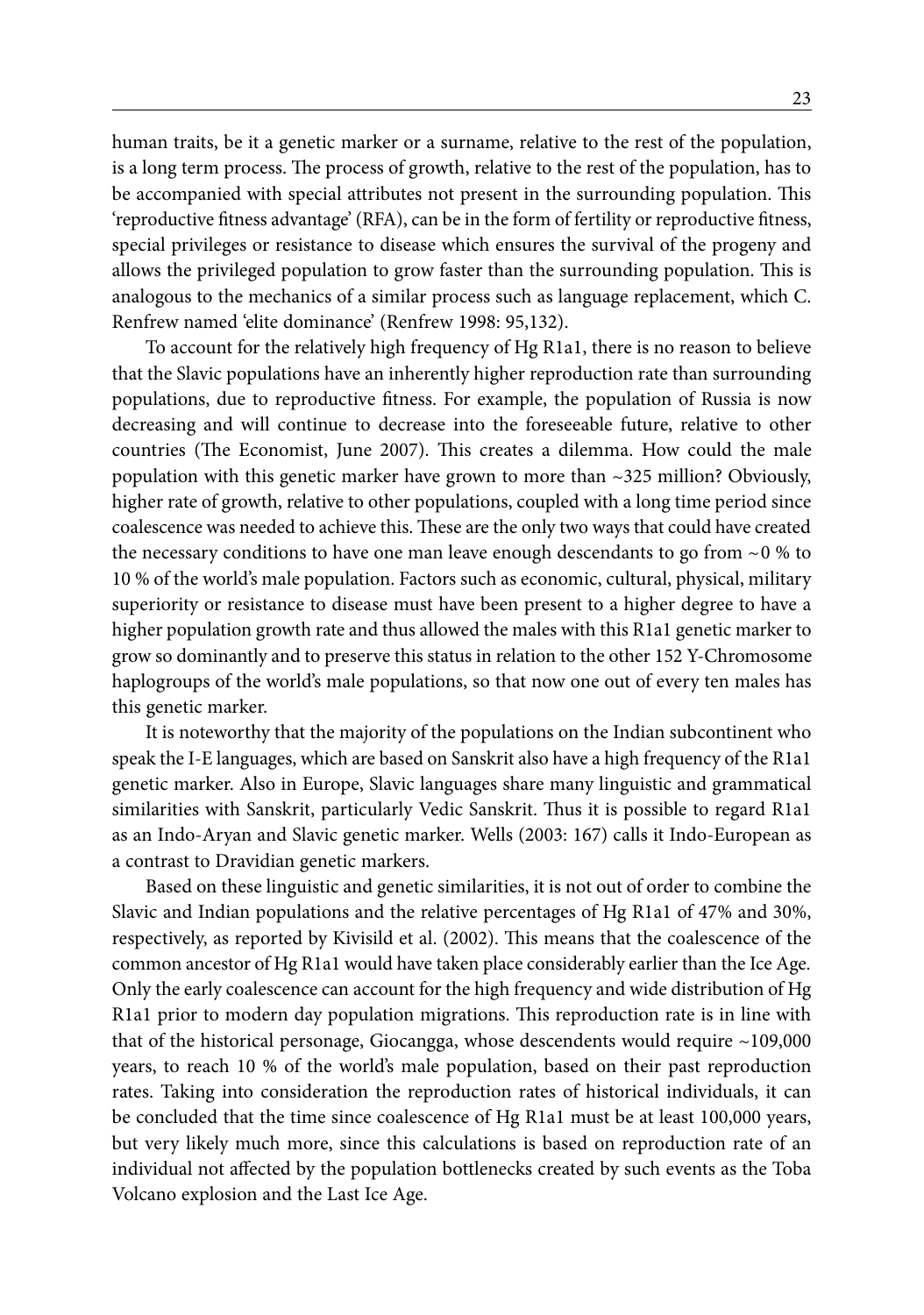human traits, be it a genetic marker or a surname, relative to the rest of the population, is a long term process. The process of growth, relative to the rest of the population, has to be accompanied with special attributes not present in the surrounding population. This 'reproductive fitness advantage' (RFA), can be in the form of fertility or reproductive fitness, special privileges or resistance to disease which ensures the survival of the progeny and allows the privileged population to grow faster than the surrounding population. This is analogous to the mechanics of a similar process such as language replacement, which C. Renfrew named 'elite dominance' (Renfrew 1998: 95,132).

To account for the relatively high frequency of Hg R1a1, there is no reason to believe that the Slavic populations have an inherently higher reproduction rate than surrounding populations, due to reproductive fitness. For example, the population of Russia is now decreasing and will continue to decrease into the foreseeable future, relative to other countries (The Economist, June 2007). This creates a dilemma. How could the male population with this genetic marker have grown to more than ~325 million? Obviously, higher rate of growth, relative to other populations, coupled with a long time period since coalescence was needed to achieve this. These are the only two ways that could have created the necessary conditions to have one man leave enough descendants to go from ~0 % to 10 % of the world's male population. Factors such as economic, cultural, physical, military superiority or resistance to disease must have been present to a higher degree to have a higher population growth rate and thus allowed the males with this R1a1 genetic marker to grow so dominantly and to preserve this status in relation to the other 152 Y-Chromosome haplogroups of the world's male populations, so that now one out of every ten males has this genetic marker.

It is noteworthy that the majority of the populations on the Indian subcontinent who speak the I-E languages, which are based on Sanskrit also have a high frequency of the R1a1 genetic marker. Also in Europe, Slavic languages share many linguistic and grammatical similarities with Sanskrit, particularly Vedic Sanskrit. Thus it is possible to regard R1a1 as an Indo-Aryan and Slavic genetic marker. Wells (2003: 167) calls it Indo-European as a contrast to Dravidian genetic markers.

Based on these linguistic and genetic similarities, it is not out of order to combine the Slavic and Indian populations and the relative percentages of Hg R1a1 of 47% and 30%, respectively, as reported by Kivisild et al. (2002). This means that the coalescence of the common ancestor of Hg R1a1 would have taken place considerably earlier than the Ice Age. Only the early coalescence can account for the high frequency and wide distribution of Hg R1a1 prior to modern day population migrations. This reproduction rate is in line with that of the historical personage, Giocangga, whose descendents would require ~109,000 years, to reach 10 % of the world's male population, based on their past reproduction rates. Taking into consideration the reproduction rates of historical individuals, it can be concluded that the time since coalescence of Hg R1a1 must be at least 100,000 years, but very likely much more, since this calculations is based on reproduction rate of an individual not affected by the population bottlenecks created by such events as the Toba Volcano explosion and the Last Ice Age.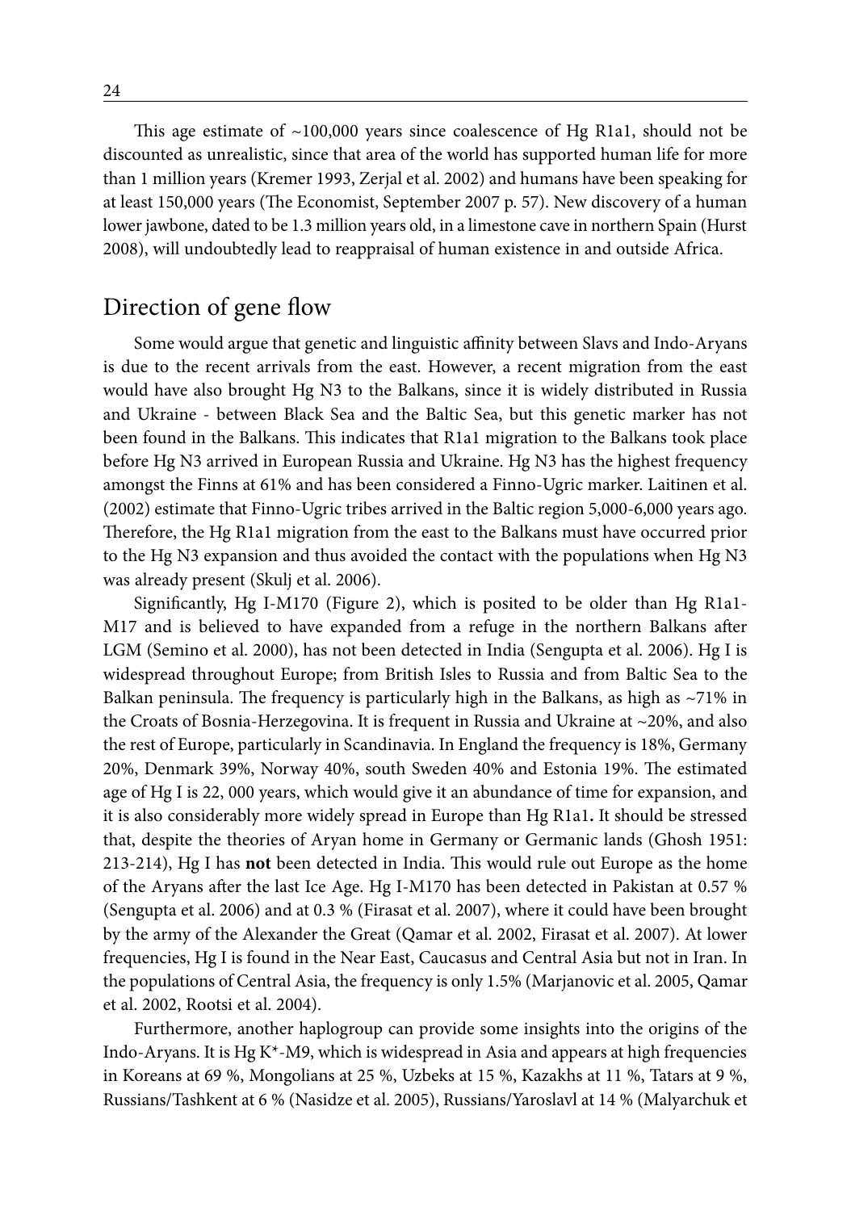This age estimate of ~100,000 years since coalescence of Hg R1a1, should not be discounted as unrealistic, since that area of the world has supported human life for more than 1 million years (Kremer 1993, Zerjal et al. 2002) and humans have been speaking for at least 150,000 years (The Economist, September 2007 p. 57). New discovery of a human lower jawbone, dated to be 1.3 million years old, in a limestone cave in northern Spain (Hurst 2008), will undoubtedly lead to reappraisal of human existence in and outside Africa.

## Direction of gene flow

Some would argue that genetic and linguistic affinity between Slavs and Indo-Aryans is due to the recent arrivals from the east. However, a recent migration from the east would have also brought Hg N3 to the Balkans, since it is widely distributed in Russia and Ukraine - between Black Sea and the Baltic Sea, but this genetic marker has not been found in the Balkans. This indicates that R1a1 migration to the Balkans took place before Hg N3 arrived in European Russia and Ukraine. Hg N3 has the highest frequency amongst the Finns at 61% and has been considered a Finno-Ugric marker. Laitinen et al. (2002) estimate that Finno-Ugric tribes arrived in the Baltic region 5,000-6,000 years ago. Therefore, the Hg R1a1 migration from the east to the Balkans must have occurred prior to the Hg N3 expansion and thus avoided the contact with the populations when Hg N3 was already present (Skulj et al. 2006).

Significantly, Hg I-M170 (Figure 2), which is posited to be older than Hg R1a1-M17 and is believed to have expanded from a refuge in the northern Balkans after LGM (Semino et al. 2000), has not been detected in India (Sengupta et al. 2006). Hg I is widespread throughout Europe; from British Isles to Russia and from Baltic Sea to the Balkan peninsula. The frequency is particularly high in the Balkans, as high as ~71% in the Croats of Bosnia-Herzegovina. It is frequent in Russia and Ukraine at ~20%, and also the rest of Europe, particularly in Scandinavia. In England the frequency is 18%, Germany 20%, Denmark 39%, Norway 40%, south Sweden 40% and Estonia 19%. The estimated age of Hg I is 22, 000 years, which would give it an abundance of time for expansion, and it is also considerably more widely spread in Europe than Hg R1a1**.** It should be stressed that, despite the theories of Aryan home in Germany or Germanic lands (Ghosh 1951: 213-214), Hg I has **not** been detected in India. This would rule out Europe as the home of the Aryans after the last Ice Age. Hg I-M170 has been detected in Pakistan at 0.57 % (Sengupta et al. 2006) and at 0.3 % (Firasat et al. 2007), where it could have been brought by the army of the Alexander the Great (Qamar et al. 2002, Firasat et al. 2007). At lower frequencies, Hg I is found in the Near East, Caucasus and Central Asia but not in Iran. In the populations of Central Asia, the frequency is only 1.5% (Marjanovic et al. 2005, Qamar et al. 2002, Rootsi et al. 2004).

Furthermore, another haplogroup can provide some insights into the origins of the Indo-Aryans. It is Hg K*-M9, which is widespread in Asia and appears at high frequencies in Koreans at 69 %, Mongolians at 25 %, Uzbeks at 15 %, Kazakhs at 11 %, Tatars at 9 %, Russians/Tashkent at 6 % (Nasidze et al. 2005), Russians/Yaroslavl at 14 % (Malyarchuk et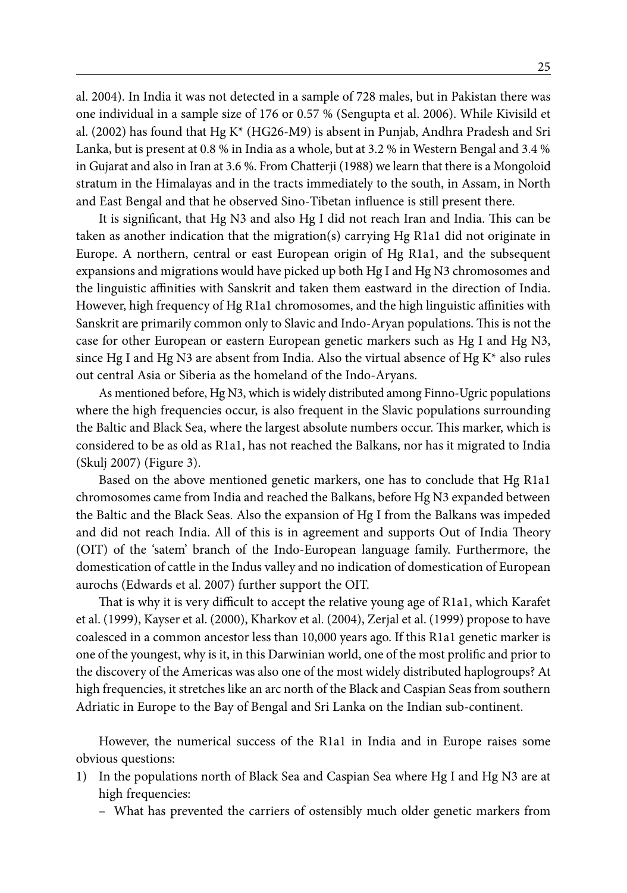al. 2004). In India it was not detected in a sample of 728 males, but in Pakistan there was one individual in a sample size of 176 or 0.57 % (Sengupta et al. 2006). While Kivisild et al. (2002) has found that Hg K* (HG26-M9) is absent in Punjab, Andhra Pradesh and Sri Lanka, but is present at 0.8 % in India as a whole, but at 3.2 % in Western Bengal and 3.4 % in Gujarat and also in Iran at 3.6 %. From Chatterji (1988) we learn that there is a Mongoloid stratum in the Himalayas and in the tracts immediately to the south, in Assam, in North and East Bengal and that he observed Sino-Tibetan influence is still present there.

It is significant, that Hg N3 and also Hg I did not reach Iran and India. This can be taken as another indication that the migration(s) carrying Hg R1a1 did not originate in Europe. A northern, central or east European origin of Hg R1a1, and the subsequent expansions and migrations would have picked up both Hg I and Hg N3 chromosomes and the linguistic affinities with Sanskrit and taken them eastward in the direction of India. However, high frequency of Hg R1a1 chromosomes, and the high linguistic affinities with Sanskrit are primarily common only to Slavic and Indo-Aryan populations. This is not the case for other European or eastern European genetic markers such as Hg I and Hg N3, since Hg I and Hg N3 are absent from India. Also the virtual absence of Hg K* also rules out central Asia or Siberia as the homeland of the Indo-Aryans.

As mentioned before, Hg N3, which is widely distributed among Finno-Ugric populations where the high frequencies occur, is also frequent in the Slavic populations surrounding the Baltic and Black Sea, where the largest absolute numbers occur. This marker, which is considered to be as old as R1a1, has not reached the Balkans, nor has it migrated to India (Skulj 2007) (Figure 3).

Based on the above mentioned genetic markers, one has to conclude that Hg R1a1 chromosomes came from India and reached the Balkans, before Hg N3 expanded between the Baltic and the Black Seas. Also the expansion of Hg I from the Balkans was impeded and did not reach India. All of this is in agreement and supports Out of India Theory (OIT) of the 'satem' branch of the Indo-European language family. Furthermore, the domestication of cattle in the Indus valley and no indication of domestication of European aurochs (Edwards et al. 2007) further support the OIT.

That is why it is very difficult to accept the relative young age of R1a1, which Karafet et al. (1999), Kayser et al. (2000), Kharkov et al. (2004), Zerjal et al. (1999) propose to have coalesced in a common ancestor less than 10,000 years ago. If this R1a1 genetic marker is one of the youngest, why is it, in this Darwinian world, one of the most prolific and prior to the discovery of the Americas was also one of the most widely distributed haplogroups? At high frequencies, it stretches like an arc north of the Black and Caspian Seas from southern Adriatic in Europe to the Bay of Bengal and Sri Lanka on the Indian sub-continent.

However, the numerical success of the R1a1 in India and in Europe raises some obvious questions:

1) In the populations north of Black Sea and Caspian Sea where Hg I and Hg N3 are at high frequencies:
   - What has prevented the carriers of ostensibly much older genetic markers from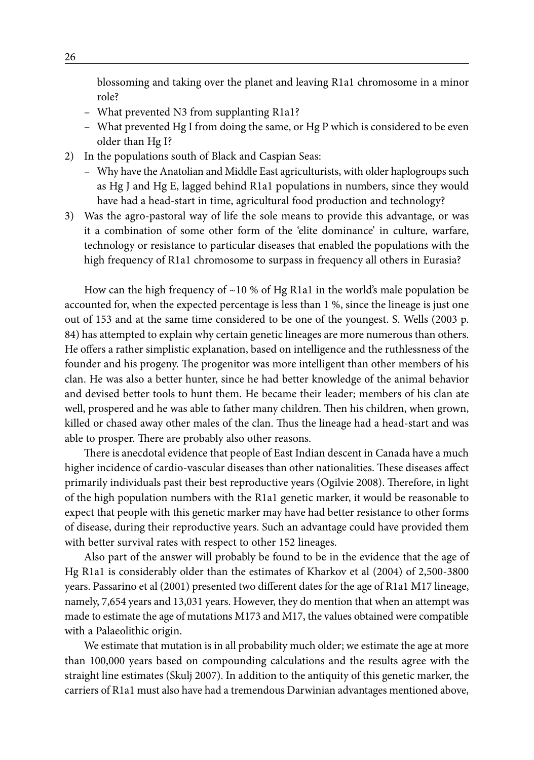blossoming and taking over the planet and leaving R1a1 chromosome in a minor role?

- What prevented N3 from supplanting R1a1?
- What prevented Hg I from doing the same, or Hg P which is considered to be even older than Hg I?

2) In the populations south of Black and Caspian Seas:
   - Why have the Anatolian and Middle East agriculturists, with older haplogroups such as Hg J and Hg E, lagged behind R1a1 populations in numbers, since they would have had a head-start in time, agricultural food production and technology?
3) Was the agro-pastoral way of life the sole means to provide this advantage, or was it a combination of some other form of the 'elite dominance' in culture, warfare, technology or resistance to particular diseases that enabled the populations with the high frequency of R1a1 chromosome to surpass in frequency all others in Eurasia?

How can the high frequency of ~10 % of Hg R1a1 in the world's male population be accounted for, when the expected percentage is less than 1 %, since the lineage is just one out of 153 and at the same time considered to be one of the youngest. S. Wells (2003 p. 84) has attempted to explain why certain genetic lineages are more numerous than others. He offers a rather simplistic explanation, based on intelligence and the ruthlessness of the founder and his progeny. The progenitor was more intelligent than other members of his clan. He was also a better hunter, since he had better knowledge of the animal behavior and devised better tools to hunt them. He became their leader; members of his clan ate well, prospered and he was able to father many children. Then his children, when grown, killed or chased away other males of the clan. Thus the lineage had a head-start and was able to prosper. There are probably also other reasons.

There is anecdotal evidence that people of East Indian descent in Canada have a much higher incidence of cardio-vascular diseases than other nationalities. These diseases affect primarily individuals past their best reproductive years (Ogilvie 2008). Therefore, in light of the high population numbers with the R1a1 genetic marker, it would be reasonable to expect that people with this genetic marker may have had better resistance to other forms of disease, during their reproductive years. Such an advantage could have provided them with better survival rates with respect to other 152 lineages.

Also part of the answer will probably be found to be in the evidence that the age of Hg R1a1 is considerably older than the estimates of Kharkov et al (2004) of 2,500-3800 years. Passarino et al (2001) presented two different dates for the age of R1a1 M17 lineage, namely, 7,654 years and 13,031 years. However, they do mention that when an attempt was made to estimate the age of mutations M173 and M17, the values obtained were compatible with a Palaeolithic origin.

We estimate that mutation is in all probability much older; we estimate the age at more than 100,000 years based on compounding calculations and the results agree with the straight line estimates (Skulj 2007). In addition to the antiquity of this genetic marker, the carriers of R1a1 must also have had a tremendous Darwinian advantages mentioned above,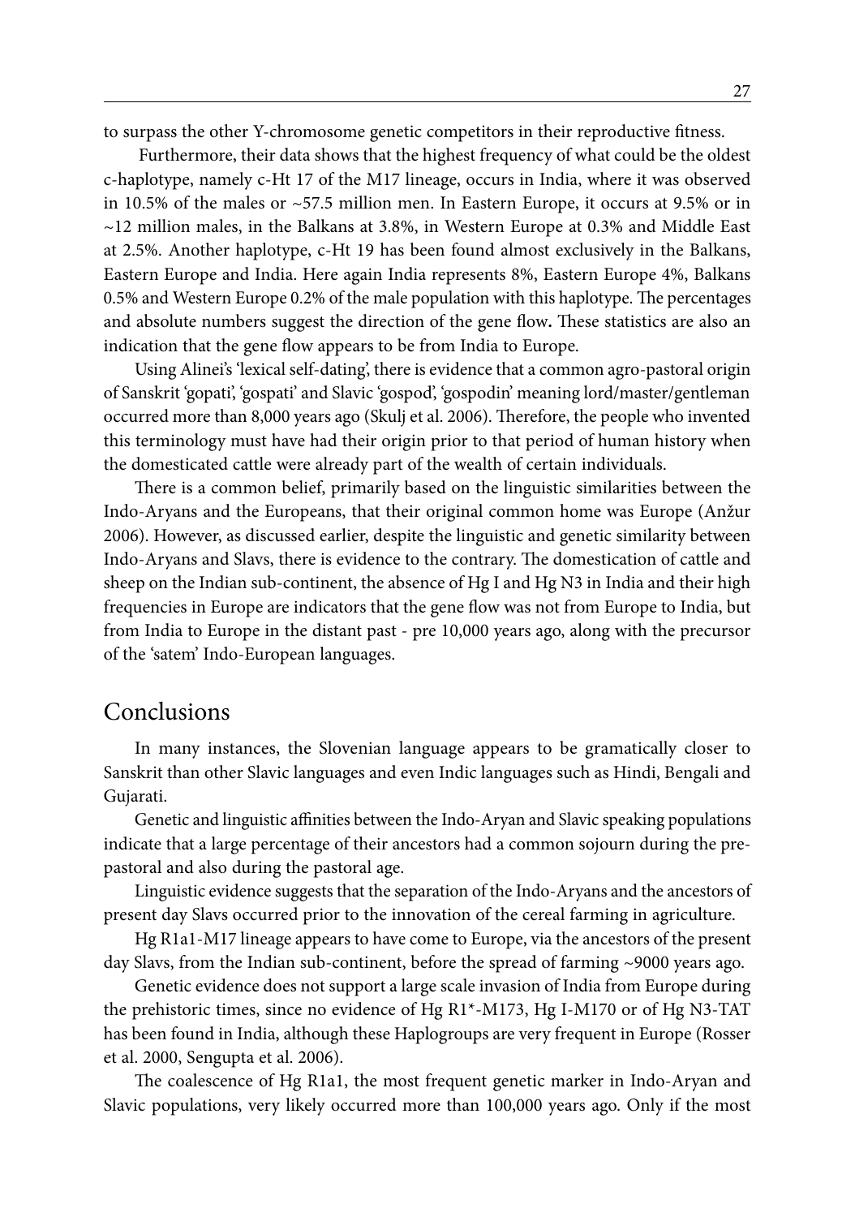to surpass the other Y-chromosome genetic competitors in their reproductive fitness.

Furthermore, their data shows that the highest frequency of what could be the oldest c-haplotype, namely c-Ht 17 of the M17 lineage, occurs in India, where it was observed in 10.5% of the males or ~57.5 million men. In Eastern Europe, it occurs at 9.5% or in ~12 million males, in the Balkans at 3.8%, in Western Europe at 0.3% and Middle East at 2.5%. Another haplotype, c-Ht 19 has been found almost exclusively in the Balkans, Eastern Europe and India. Here again India represents 8%, Eastern Europe 4%, Balkans 0.5% and Western Europe 0.2% of the male population with this haplotype. The percentages and absolute numbers suggest the direction of the gene flow**.** These statistics are also an indication that the gene flow appears to be from India to Europe.

Using Alinei's 'lexical self-dating', there is evidence that a common agro-pastoral origin of Sanskrit 'gopati', 'gospati' and Slavic 'gospod', 'gospodin' meaning lord/master/gentleman occurred more than 8,000 years ago (Skulj et al. 2006). Therefore, the people who invented this terminology must have had their origin prior to that period of human history when the domesticated cattle were already part of the wealth of certain individuals.

There is a common belief, primarily based on the linguistic similarities between the Indo-Aryans and the Europeans, that their original common home was Europe (Anžur 2006). However, as discussed earlier, despite the linguistic and genetic similarity between Indo-Aryans and Slavs, there is evidence to the contrary. The domestication of cattle and sheep on the Indian sub-continent, the absence of Hg I and Hg N3 in India and their high frequencies in Europe are indicators that the gene flow was not from Europe to India, but from India to Europe in the distant past - pre 10,000 years ago, along with the precursor of the 'satem' Indo-European languages.

## Conclusions

In many instances, the Slovenian language appears to be gramatically closer to Sanskrit than other Slavic languages and even Indic languages such as Hindi, Bengali and Gujarati.

Genetic and linguistic affinities between the Indo-Aryan and Slavic speaking populations indicate that a large percentage of their ancestors had a common sojourn during the pre-pastoral and also during the pastoral age.

Linguistic evidence suggests that the separation of the Indo-Aryans and the ancestors of present day Slavs occurred prior to the innovation of the cereal farming in agriculture.

Hg R1a1-M17 lineage appears to have come to Europe, via the ancestors of the present day Slavs, from the Indian sub-continent, before the spread of farming ~9000 years ago.

Genetic evidence does not support a large scale invasion of India from Europe during the prehistoric times, since no evidence of Hg R1*-M173, Hg I-M170 or of Hg N3-TAT has been found in India, although these Haplogroups are very frequent in Europe (Rosser et al. 2000, Sengupta et al. 2006).

The coalescence of Hg R1a1, the most frequent genetic marker in Indo-Aryan and Slavic populations, very likely occurred more than 100,000 years ago. Only if the most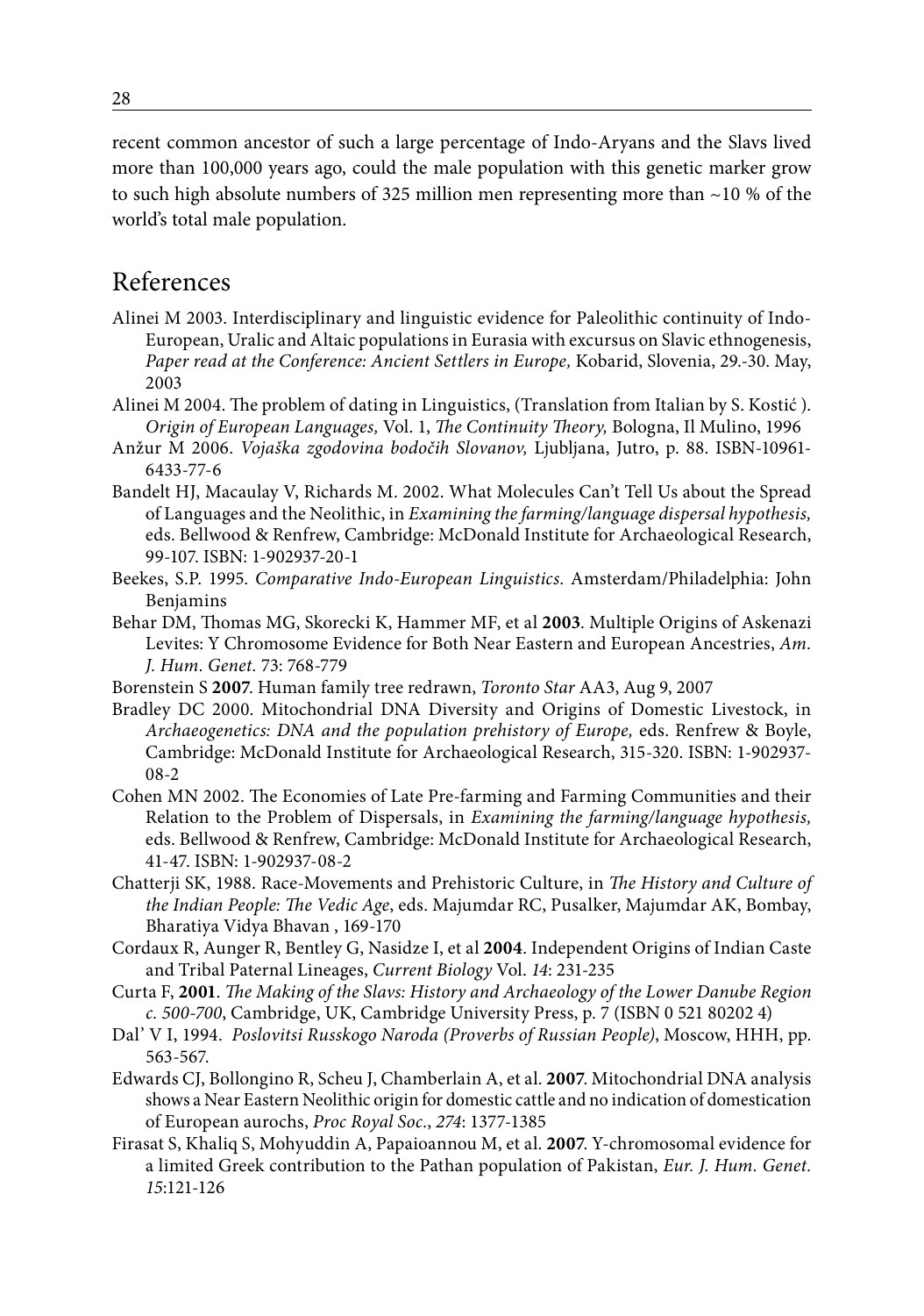recent common ancestor of such a large percentage of Indo-Aryans and the Slavs lived more than 100,000 years ago, could the male population with this genetic marker grow to such high absolute numbers of 325 million men representing more than ~10 % of the world's total male population.

## References

Alinei M 2003. Interdisciplinary and linguistic evidence for Paleolithic continuity of Indo-European, Uralic and Altaic populations in Eurasia with excursus on Slavic ethnogenesis, *Paper read at the Conference: Ancient Settlers in Europe,* Kobarid, Slovenia, 29.-30. May, 2003

Alinei M 2004. The problem of dating in Linguistics, (Translation from Italian by S. Kostić ). *Origin of European Languages,* Vol. 1, *The Continuity Theory,* Bologna, Il Mulino, 1996

Anžur M 2006. *Vojaška zgodovina bodočih Slovanov,* Ljubljana, Jutro, p. 88. ISBN-10961-6433-77-6

Bandelt HJ, Macaulay V, Richards M. 2002. What Molecules Can't Tell Us about the Spread of Languages and the Neolithic, in *Examining the farming/language dispersal hypothesis,* eds. Bellwood & Renfrew, Cambridge: McDonald Institute for Archaeological Research, 99-107. ISBN: 1-902937-20-1

Beekes, S.P. 1995. *Comparative Indo-European Linguistics.* Amsterdam/Philadelphia: John Benjamins

Behar DM, Thomas MG, Skorecki K, Hammer MF, et al **2003**. Multiple Origins of Askenazi Levites: Y Chromosome Evidence for Both Near Eastern and European Ancestries, *Am. J. Hum. Genet.* 73: 768-779

Borenstein S **2007**. Human family tree redrawn, *Toronto Star* AA3, Aug 9, 2007

Bradley DC 2000. Mitochondrial DNA Diversity and Origins of Domestic Livestock, in *Archaeogenetics: DNA and the population prehistory of Europe,* eds. Renfrew & Boyle, Cambridge: McDonald Institute for Archaeological Research, 315-320. ISBN: 1-902937-08-2

Cohen MN 2002. The Economies of Late Pre-farming and Farming Communities and their Relation to the Problem of Dispersals, in *Examining the farming/language hypothesis,* eds. Bellwood & Renfrew, Cambridge: McDonald Institute for Archaeological Research, 41-47. ISBN: 1-902937-08-2

Chatterji SK, 1988. Race-Movements and Prehistoric Culture, in *The History and Culture of the Indian People: The Vedic Age*, eds. Majumdar RC, Pusalker, Majumdar AK, Bombay, Bharatiya Vidya Bhavan , 169-170

Cordaux R, Aunger R, Bentley G, Nasidze I, et al **2004**. Independent Origins of Indian Caste and Tribal Paternal Lineages, *Current Biology* Vol. *14*: 231-235

Curta F, **2001**. *The Making of the Slavs: History and Archaeology of the Lower Danube Region c. 500-700*, Cambridge, UK, Cambridge University Press, p. 7 (ISBN 0 521 80202 4)

Dal' V I, 1994. *Poslovitsi Russkogo Naroda (Proverbs of Russian People)*, Moscow, HHH, pp. 563-567.

Edwards CJ, Bollongino R, Scheu J, Chamberlain A, et al. **2007**. Mitochondrial DNA analysis shows a Near Eastern Neolithic origin for domestic cattle and no indication of domestication of European aurochs, *Proc Royal Soc., 274*: 1377-1385

Firasat S, Khaliq S, Mohyuddin A, Papaioannou M, et al. **2007**. Y-chromosomal evidence for a limited Greek contribution to the Pathan population of Pakistan, *Eur. J. Hum. Genet. 15*:121-126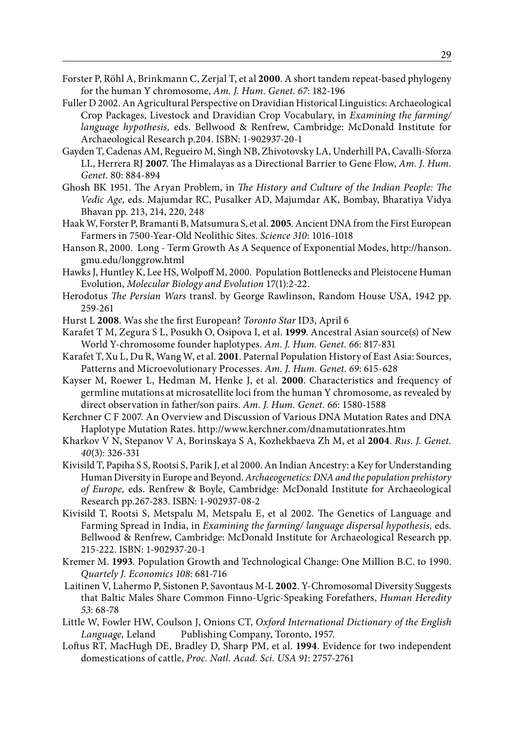Forster P, Röhl A, Brinkmann C, Zerjal T, et al **2000**. A short tandem repeat-based phylogeny for the human Y chromosome, *Am. J. Hum. Genet. 67*: 182-196

Fuller D 2002. An Agricultural Perspective on Dravidian Historical Linguistics: Archaeological Crop Packages, Livestock and Dravidian Crop Vocabulary, in *Examining the farming/ language hypothesis,* eds. Bellwood & Renfrew, Cambridge: McDonald Institute for Archaeological Research p.204. ISBN: 1-902937-20-1

Gayden T, Cadenas AM, Regueiro M, Singh NB, Zhivotovsky LA, Underhill PA, Cavalli-Sforza LL, Herrera RJ **2007**. The Himalayas as a Directional Barrier to Gene Flow, *Am. J. Hum. Genet.* 80: 884-894

Ghosh BK 1951. The Aryan Problem, in *The History and Culture of the Indian People: The Vedic Age,* eds. Majumdar RC, Pusalker AD, Majumdar AK, Bombay, Bharatiya Vidya Bhavan pp. 213, 214, 220, 248

Haak W, Forster P, Bramanti B, Matsumura S, et al. **2005**. Ancient DNA from the First European Farmers in 7500-Year-Old Neolithic Sites. *Science 310*: 1016-1018

Hanson R, 2000. Long - Term Growth As A Sequence of Exponential Modes, http://hanson.gmu.edu/longgrow.html

Hawks J, Huntley K, Lee HS, Wolpoff M, 2000. Population Bottlenecks and Pleistocene Human Evolution, *Molecular Biology and Evolution* 17(1):2-22.

Herodotus *The Persian Wars* transl. by George Rawlinson, Random House USA, 1942 pp. 259-261

Hurst L **2008**. Was she the first European? *Toronto Star* ID3, April 6

Karafet T M, Zegura S L, Posukh O, Osipova I, et al. **1999**. Ancestral Asian source(s) of New World Y-chromosome founder haplotypes. *Am. J. Hum. Genet. 66*: 817-831

Karafet T, Xu L, Du R, Wang W, et al. **2001**. Paternal Population History of East Asia: Sources, Patterns and Microevolutionary Processes. *Am. J. Hum. Genet. 69*: 615-628

Kayser M, Roewer L, Hedman M, Henke J, et al. **2000**. Characteristics and frequency of germline mutations at microsatellite loci from the human Y chromosome, as revealed by direct observation in father/son pairs. *Am. J. Hum. Genet. 66*: 1580-1588

Kerchner C F 2007. An Overview and Discussion of Various DNA Mutation Rates and DNA Haplotype Mutation Rates. http://www.kerchner.com/dnamutationrates.htm

Kharkov V N, Stepanov V A, Borinskaya S A, Kozhekbaeva Zh M, et al **2004**. *Rus. J. Genet. 40*(3): 326-331

Kivisild T, Papiha S S, Rootsi S, Parik J, et al 2000. An Indian Ancestry: a Key for Understanding Human Diversity in Europe and Beyond. *Archaeogenetics: DNA and the population prehistory of Europe,* eds. Renfrew & Boyle, Cambridge: McDonald Institute for Archaeological Research pp.267-283. ISBN: 1-902937-08-2

Kivisild T, Rootsi S, Metspalu M, Metspalu E, et al 2002. The Genetics of Language and Farming Spread in India, in *Examining the farming/ language dispersal hypothesis,* eds. Bellwood & Renfrew, Cambridge: McDonald Institute for Archaeological Research pp. 215-222. ISBN: 1-902937-20-1

Kremer M. **1993**. Population Growth and Technological Change: One Million B.C. to 1990. *Quartely J. Economics 108*: 681-716

Laitinen V, Lahermo P, Sistonen P, Savontaus M-L **2002**. Y-Chromosomal Diversity Suggests that Baltic Males Share Common Finno-Ugric-Speaking Forefathers, *Human Heredity 53*: 68-78

Little W, Fowler HW, Coulson J, Onions CT, *Oxford International Dictionary of the English Language,* Leland Publishing Company, Toronto, 1957.

Loftus RT, MacHugh DE, Bradley D, Sharp PM, et al. **1994**. Evidence for two independent domestications of cattle, *Proc. Natl. Acad. Sci. USA 91*: 2757-2761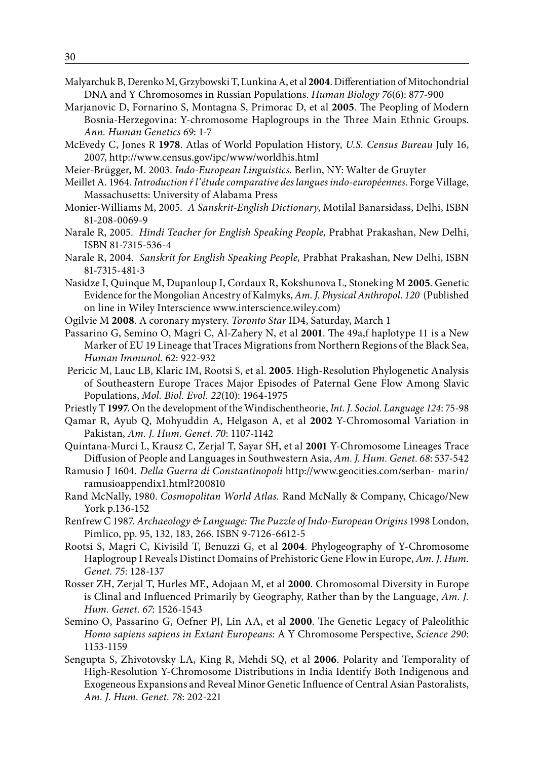Malyarchuk B, Derenko M, Grzybowski T, Lunkina A, et al **2004**. Differentiation of Mitochondrial DNA and Y Chromosomes in Russian Populations. *Human Biology 76*(6): 877-900

Marjanovic D, Fornarino S, Montagna S, Primorac D, et al **2005**. The Peopling of Modern Bosnia-Herzegovina: Y-chromosome Haplogroups in the Three Main Ethnic Groups. *Ann. Human Genetics 69*: 1-7

McEvedy C, Jones R **1978**. Atlas of World Population History, *U.S. Census Bureau* July 16, 2007, http://www.census.gov/ipc/www/worldhis.html

Meier-Brügger, M. 2003. *Indo-European Linguistics*. Berlin, NY: Walter de Gruyter

Meillet A. 1964. *Introduction ŕ l'étude comparative des langues indo-européennes*. Forge Village, Massachusetts: University of Alabama Press

Monier-Williams M, 2005. *A Sanskrit-English Dictionary*, Motilal Banarsidass, Delhi, ISBN 81-208-0069-9

Narale R, 2005. *Hindi Teacher for English Speaking People,* Prabhat Prakashan, New Delhi, ISBN 81-7315-536-4

Narale R, 2004. *Sanskrit for English Speaking People,* Prabhat Prakashan, New Delhi, ISBN 81-7315-481-3

Nasidze I, Quinque M, Dupanloup I, Cordaux R, Kokshunova L, Stoneking M **2005**. Genetic Evidence for the Mongolian Ancestry of Kalmyks, *Am. J. Physical Anthropol. 120* (Published on line in Wiley Interscience www.interscience.wiley.com)

Ogilvie M **2008**. A coronary mystery. *Toronto Star* ID4, Saturday, March 1

Passarino G, Semino O, Magri C, Al-Zahery N, et al **2001**. The 49a,f haplotype 11 is a New Marker of EU 19 Lineage that Traces Migrations from Northern Regions of the Black Sea, *Human Immunol.* 62: 922-932

Pericic M, Lauc LB, Klaric IM, Rootsi S, et al. **2005**. High-Resolution Phylogenetic Analysis of Southeastern Europe Traces Major Episodes of Paternal Gene Flow Among Slavic Populations, *Mol. Biol. Evol. 22*(10): 1964-1975

Priestly T **1997**. On the development of the Windischentheorie, *Int. J. Sociol. Language 124*: 75-98

Qamar R, Ayub Q, Mohyuddin A, Helgason A, et al **2002** Y-Chromosomal Variation in Pakistan, *Am. J. Hum. Genet. 70*: 1107-1142

Quintana-Murci L, Krausz C, Zerjal T, Sayar SH, et al **2001** Y-Chromosome Lineages Trace Diffusion of People and Languages in Southwestern Asia, *Am. J. Hum. Genet. 68*: 537-542

Ramusio J 1604. *Della Guerra di Constantinopoli* http://www.geocities.com/serban- marin/ramusioappendix1.html?200810

Rand McNally, 1980. *Cosmopolitan World Atlas.* Rand McNally & Company, Chicago/New York p.136-152

Renfrew C 1987. *Archaeology & Language: The Puzzle of Indo-European Origins* 1998 London, Pimlico, pp. 95, 132, 183, 266. ISBN 9-7126-6612-5

Rootsi S, Magri C, Kivisild T, Benuzzi G, et al **2004**. Phylogeography of Y-Chromosome Haplogroup I Reveals Distinct Domains of Prehistoric Gene Flow in Europe, *Am. J. Hum. Genet. 75*: 128-137

Rosser ZH, Zerjal T, Hurles ME, Adojaan M, et al **2000**. Chromosomal Diversity in Europe is Clinal and Influenced Primarily by Geography, Rather than by the Language, *Am. J. Hum. Genet. 67*: 1526-1543

Semino O, Passarino G, Oefner PJ, Lin AA, et al **2000**. The Genetic Legacy of Paleolithic *Homo sapiens sapiens in Extant Europeans:* A Y Chromosome Perspective, *Science 290*: 1153-1159

Sengupta S, Zhivotovsky LA, King R, Mehdi SQ, et al **2006**. Polarity and Temporality of High-Resolution Y-Chromosome Distributions in India Identify Both Indigenous and Exogeneous Expansions and Reveal Minor Genetic Influence of Central Asian Pastoralists, *Am. J. Hum. Genet. 78*: 202-221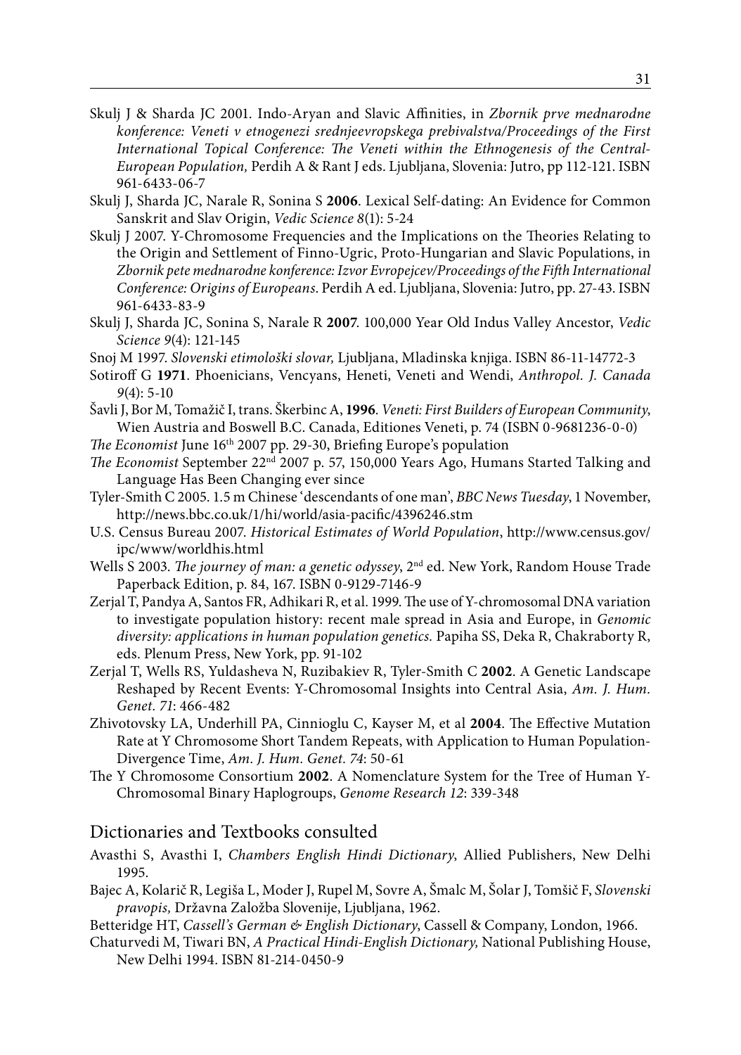Skulj J & Sharda JC 2001. Indo-Aryan and Slavic Affinities, in *Zbornik prve mednarodne konference: Veneti v etnogenezi srednjeevropskega prebivalstva/Proceedings of the First International Topical Conference: The Veneti within the Ethnogenesis of the Central-European Population,* Perdih A & Rant J eds. Ljubljana, Slovenia: Jutro, pp 112-121. ISBN 961-6433-06-7

Skulj J, Sharda JC, Narale R, Sonina S **2006**. Lexical Self-dating: An Evidence for Common Sanskrit and Slav Origin, *Vedic Science 8*(1): 5-24

Skulj J 2007. Y-Chromosome Frequencies and the Implications on the Theories Relating to the Origin and Settlement of Finno-Ugric, Proto-Hungarian and Slavic Populations, in *Zbornik pete mednarodne konference: Izvor Evropejcev/Proceedings of the Fifth International Conference: Origins of Europeans*. Perdih A ed. Ljubljana, Slovenia: Jutro, pp. 27-43. ISBN 961-6433-83-9

Skulj J, Sharda JC, Sonina S, Narale R **2007**. 100,000 Year Old Indus Valley Ancestor, *Vedic Science 9*(4): 121-145

Snoj M 1997. *Slovenski etimološki slovar,* Ljubljana, Mladinska knjiga. ISBN 86-11-14772-3

Sotiroff G **1971**. Phoenicians, Vencyans, Heneti, Veneti and Wendi, *Anthropol. J. Canada 9*(4): 5-10

Šavli J, Bor M, Tomažič I, trans. Škerbinc A, **1996**. *Veneti: First Builders of European Community*, Wien Austria and Boswell B.C. Canada, Editiones Veneti, p. 74 (ISBN 0-9681236-0-0)

*The Economist* June 16th 2007 pp. 29-30, Briefing Europe's population

*The Economist* September 22nd 2007 p. 57, 150,000 Years Ago, Humans Started Talking and Language Has Been Changing ever since

Tyler-Smith C 2005. 1.5 m Chinese 'descendants of one man', *BBC News Tuesday*, 1 November, http://news.bbc.co.uk/1/hi/world/asia-pacific/4396246.stm

U.S. Census Bureau 2007. *Historical Estimates of World Population*, http://www.census.gov/ipc/www/worldhis.html

Wells S 2003. *The journey of man: a genetic odyssey*, 2nd ed. New York, Random House Trade Paperback Edition, p. 84, 167. ISBN 0-9129-7146-9

Zerjal T, Pandya A, Santos FR, Adhikari R, et al. 1999. The use of Y-chromosomal DNA variation to investigate population history: recent male spread in Asia and Europe, in *Genomic diversity: applications in human population genetics.* Papiha SS, Deka R, Chakraborty R, eds. Plenum Press, New York, pp. 91-102

Zerjal T, Wells RS, Yuldasheva N, Ruzibakiev R, Tyler-Smith C **2002**. A Genetic Landscape Reshaped by Recent Events: Y-Chromosomal Insights into Central Asia, *Am. J. Hum. Genet. 71*: 466-482

Zhivotovsky LA, Underhill PA, Cinnioglu C, Kayser M, et al **2004**. The Effective Mutation Rate at Y Chromosome Short Tandem Repeats, with Application to Human Population-Divergence Time, *Am. J. Hum. Genet. 74*: 50-61

The Y Chromosome Consortium **2002**. A Nomenclature System for the Tree of Human Y-Chromosomal Binary Haplogroups, *Genome Research 12*: 339-348

## Dictionaries and Textbooks consulted

Avasthi S, Avasthi I, *Chambers English Hindi Dictionary*, Allied Publishers, New Delhi 1995.

Bajec A, Kolarič R, Legiša L, Moder J, Rupel M, Sovre A, Šmalc M, Šolar J, Tomšič F, *Slovenski pravopis,* Državna Založba Slovenije, Ljubljana, 1962.

Betteridge HT, *Cassell's German & English Dictionary*, Cassell & Company, London, 1966.

Chaturvedi M, Tiwari BN, *A Practical Hindi-English Dictionary,* National Publishing House, New Delhi 1994. ISBN 81-214-0450-9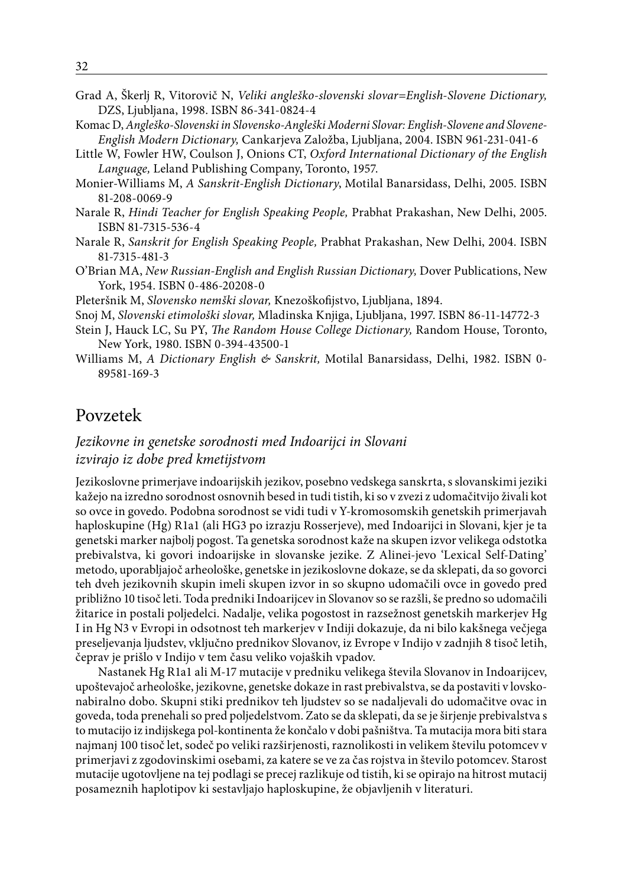Grad A, Škerlj R, Vitorovič N, *Veliki angleško-slovenski slovar=English-Slovene Dictionary,* DZS, Ljubljana, 1998. ISBN 86-341-0824-4

Komac D, *Angleško-Slovenski in Slovensko-Angleški Moderni Slovar: English-Slovene and Slovene-English Modern Dictionary,* Cankarjeva Založba, Ljubljana, 2004. ISBN 961-231-041-6

Little W, Fowler HW, Coulson J, Onions CT, *Oxford International Dictionary of the English Language,* Leland Publishing Company, Toronto, 1957.

Monier-Williams M, *A Sanskrit-English Dictionary*, Motilal Banarsidass, Delhi, 2005. ISBN 81-208-0069-9

Narale R, *Hindi Teacher for English Speaking People,* Prabhat Prakashan, New Delhi, 2005. ISBN 81-7315-536-4

Narale R, *Sanskrit for English Speaking People,* Prabhat Prakashan, New Delhi, 2004. ISBN 81-7315-481-3

O'Brian MA, *New Russian-English and English Russian Dictionary,* Dover Publications, New York, 1954. ISBN 0-486-20208-0

Pleteršnik M, *Slovensko nemški slovar,* Knezoškofijstvo, Ljubljana, 1894.

Snoj M, *Slovenski etimološki slovar,* Mladinska Knjiga, Ljubljana, 1997. ISBN 86-11-14772-3

Stein J, Hauck LC, Su PY, *The Random House College Dictionary,* Random House, Toronto, New York, 1980. ISBN 0-394-43500-1

Williams M, *A Dictionary English & Sanskrit,* Motilal Banarsidass, Delhi, 1982. ISBN 0-89581-169-3

## Povzetek

### *Jezikovne in genetske sorodnosti med Indoarijci in Slovani izvirajo iz dobe pred kmetijstvom*

Jezikoslovne primerjave indoarijskih jezikov, posebno vedskega sanskrta, s slovanskimi jeziki kažejo na izredno sorodnost osnovnih besed in tudi tistih, ki so v zvezi z udomačitvijo živali kot so ovce in govedo. Podobna sorodnost se vidi tudi v Y-kromosomskih genetskih primerjavah haploskupine (Hg) R1a1 (ali HG3 po izrazju Rosserjeve), med Indoarijci in Slovani, kjer je ta genetski marker najbolj pogost. Ta genetska sorodnost kaže na skupen izvor velikega odstotka prebivalstva, ki govori indoarijske in slovanske jezike. Z Alinei-jevo 'Lexical Self-Dating' metodo, uporabljajoč arheološke, genetske in jezikoslovne dokaze, se da sklepati, da so govorci teh dveh jezikovnih skupin imeli skupen izvor in so skupno udomačili ovce in govedo pred približno 10 tisoč leti. Toda predniki Indoarijcev in Slovanov so se razšli, še predno so udomačili žitarice in postali poljedelci. Nadalje, velika pogostost in razsežnost genetskih markerjev Hg I in Hg N3 v Evropi in odsotnost teh markerjev v Indiji dokazuje, da ni bilo kakšnega večjega preseljevanja ljudstev, vključno prednikov Slovanov, iz Evrope v Indijo v zadnjih 8 tisoč letih, čeprav je prišlo v Indijo v tem času veliko vojaških vpadov.

Nastanek Hg R1a1 ali M-17 mutacije v predniku velikega števila Slovanov in Indoarijcev, upoštevajoč arheološke, jezikovne, genetske dokaze in rast prebivalstva, se da postaviti v lovsko-nabiralno dobo. Skupni stiki prednikov teh ljudstev so se nadaljevali do udomačitve ovac in goveda, toda prenehali so pred poljedelstvom. Zato se da sklepati, da se je širjenje prebivalstva s to mutacijo iz indijskega pol-kontinenta že končalo v dobi pašništva. Ta mutacija mora biti stara najmanj 100 tisoč let, sodeč po veliki razširjenosti, raznolikosti in velikem številu potomcev v primerjavi z zgodovinskimi osebami, za katere se ve za čas rojstva in število potomcev. Starost mutacije ugotovljene na tej podlagi se precej razlikuje od tistih, ki se opirajo na hitrost mutacij posameznih haplotipov ki sestavljajo haploskupine, že objavljenih v literaturi.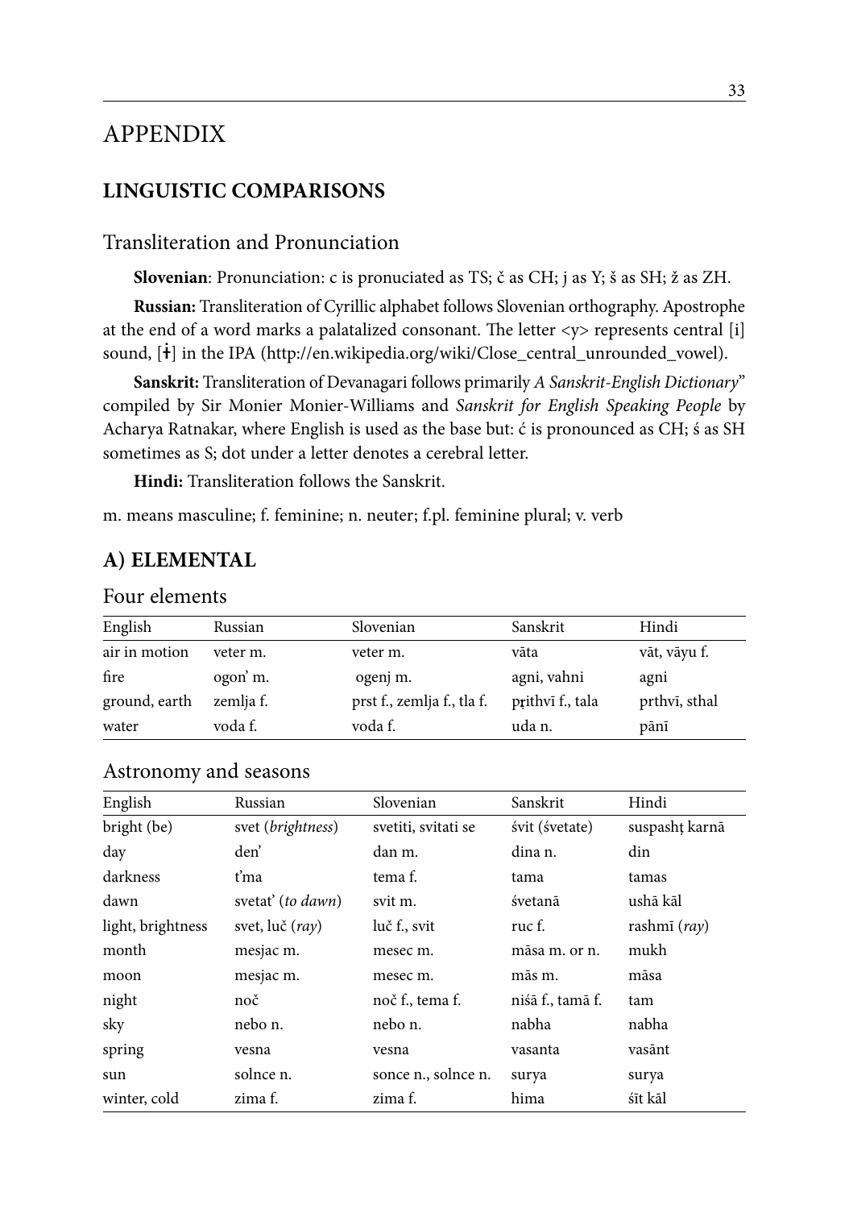# APPENDIX

## LINGUISTIC COMPARISONS

### Transliteration and Pronunciation

**Slovenian**: Pronunciation: c is pronuciated as TS; č as CH; j as Y; š as SH; ž as ZH.

**Russian:** Transliteration of Cyrillic alphabet follows Slovenian orthography. Apostrophe at the end of a word marks a palatalized consonant. The letter <y> represents central [i] sound, [ɨ] in the IPA (http://en.wikipedia.org/wiki/Close_central_unrounded_vowel).

**Sanskrit:** Transliteration of Devanagari follows primarily *A Sanskrit-English Dictionary*" compiled by Sir Monier Monier-Williams and *Sanskrit for English Speaking People* by Acharya Ratnakar, where English is used as the base but: ć is pronounced as CH; ś as SH sometimes as S; dot under a letter denotes a cerebral letter.

**Hindi:** Transliteration follows the Sanskrit.

m. means masculine; f. feminine; n. neuter; f.pl. feminine plural; v. verb

## A) ELEMENTAL

### Four elements

| English | Russian | Slovenian | Sanskrit | Hindi |
|---|---|---|---|---|
| air in motion | veter m. | veter m. | vāta | vāt, vāyu f. |
| fire | ogon' m. | ogenj m. | agni, vahni | agni |
| ground, earth | zemlja f. | prst f., zemlja f., tla f. | pṛithvī f., tala | prthvī, sthal |
| water | voda f. | voda f. | uda n. | pānī |

### Astronomy and seasons

| English | Russian | Slovenian | Sanskrit | Hindi |
|---|---|---|---|---|
| bright (be) | svet (*brightness*) | svetiti, svitati se | śvit (śvetate) | suspashṭ karnā |
| day | den' | dan m. | dina n. | din |
| darkness | t'ma | tema f. | tama | tamas |
| dawn | svetat' (*to dawn*) | svit m. | śvetanā | ushā kāl |
| light, brightness | svet, luč (*ray*) | luč f., svit | ruc f. | rashmī (*ray*) |
| month | mesjac m. | mesec m. | māsa m. or n. | mukh |
| moon | mesjac m. | mesec m. | mās m. | māsa |
| night | noč | noč f., tema f. | niśā f., tamā f. | tam |
| sky | nebo n. | nebo n. | nabha | nabha |
| spring | vesna | vesna | vasanta | vasānt |
| sun | solnce n. | sonce n., solnce n. | surya | surya |
| winter, cold | zima f. | zima f. | hima | śīt kāl |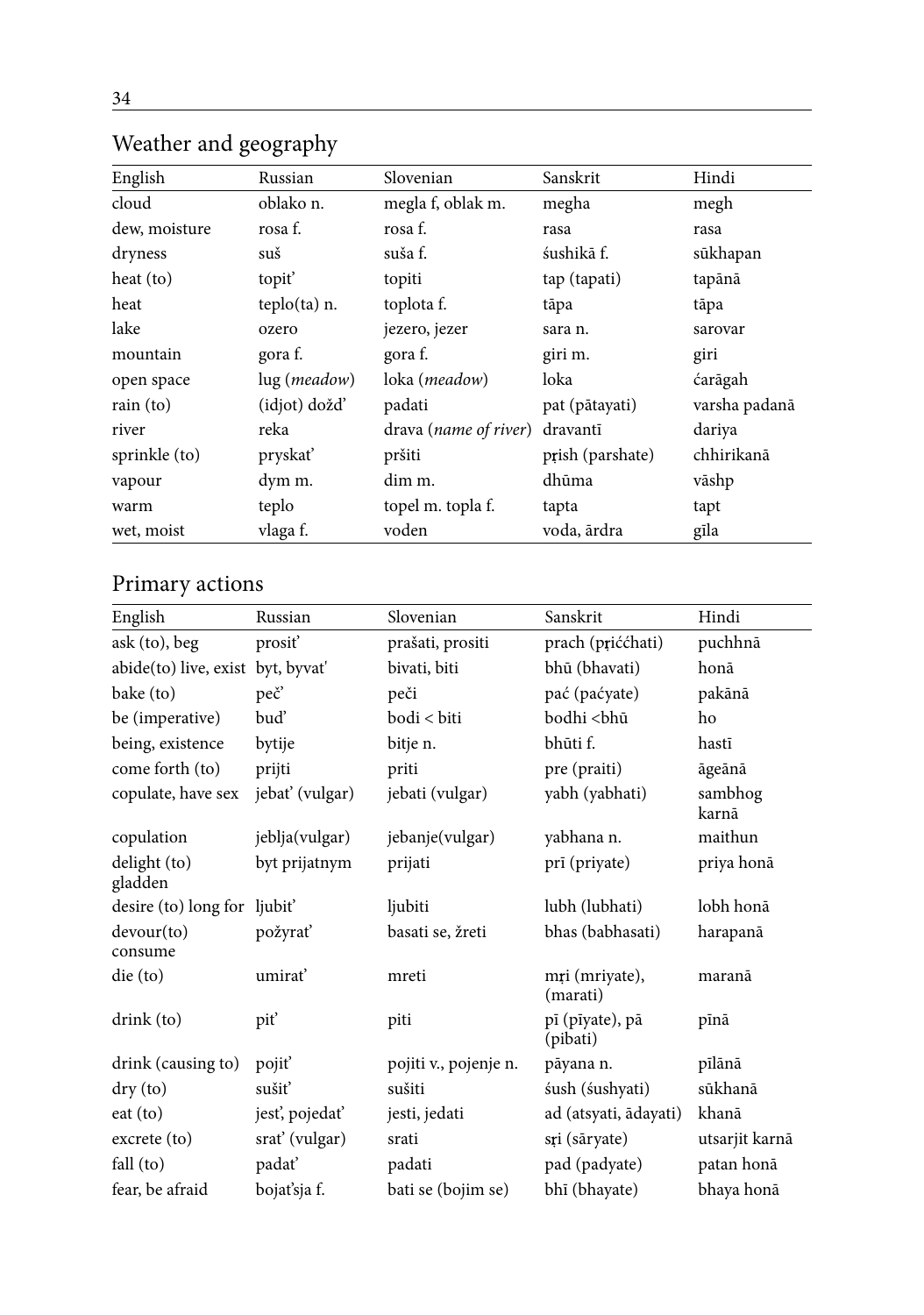## Weather and geography

| English | Russian | Slovenian | Sanskrit | Hindi |
|---|---|---|---|---|
| cloud | oblako n. | megla f, oblak m. | megha | megh |
| dew, moisture | rosa f. | rosa f. | rasa | rasa |
| dryness | suš | suša f. | śushikā f. | sūkhapan |
| heat (to) | topiť | topiti | tap (tapati) | tapānā |
| heat | teplo(ta) n. | toplota f. | tāpa | tāpa |
| lake | ozero | jezero, jezer | sara n. | sarovar |
| mountain | gora f. | gora f. | giri m. | giri |
| open space | lug (*meadow*) | loka (*meadow*) | loka | ćarāgah |
| rain (to) | (idjot) dožď | padati | pat (pātayati) | varsha padanā |
| river | reka | drava (*name of river*) | dravantī | dariya |
| sprinkle (to) | pryskať | pršiti | pṛish (parshate) | chhirikanā |
| vapour | dym m. | dim m. | dhūma | vāshp |
| warm | teplo | topel m. topla f. | tapta | tapt |
| wet, moist | vlaga f. | voden | voda, ārdra | gīla |

## Primary actions

| English | Russian | Slovenian | Sanskrit | Hindi |
|---|---|---|---|---|
| ask (to), beg | prosiť | prašati, prositi | prach (pṛććhati) | puchhnā |
| abide(to) live, exist | byt, byvat' | bivati, biti | bhū (bhavati) | honā |
| bake (to) | peč' | peči | pać (paćyate) | pakānā |
| be (imperative) | buď | bodi < biti | bodhi <bhū | ho |
| being, existence | bytije | bitje n. | bhūti f. | hastī |
| come forth (to) | prijti | priti | pre (praiti) | āgeānā |
| copulate, have sex | jebať (vulgar) | jebati (vulgar) | yabh (yabhati) | sambhog karnā |
| copulation | jeblja(vulgar) | jebanje(vulgar) | yabhana n. | maithun |
| delight (to) gladden | byt prijatnym | prijati | prī (priyate) | priya honā |
| desire (to) long for | ljubiť | ljubiti | lubh (lubhati) | lobh honā |
| devour(to) consume | požyrať | basati se, žreti | bhas (babhasati) | harapanā |
| die (to) | umirať | mreti | mṛi (mriyate), (marati) | maranā |
| drink (to) | piť | piti | pī (pīyate), pā (pibati) | pīnā |
| drink (causing to) | pojiť | pojiti v., pojenje n. | pāyana n. | pīlānā |
| dry (to) | sušiť | sušiti | śush (śushyati) | sūkhanā |
| eat (to) | jesť, pojedať | jesti, jedati | ad (atsyati, ādayati) | khanā |
| excrete (to) | srať (vulgar) | srati | sṛi (sāryate) | utsarjit karnā |
| fall (to) | padať | padati | pad (padyate) | patan honā |
| fear, be afraid | bojať'sja f. | bati se (bojim se) | bhī (bhayate) | bhaya honā |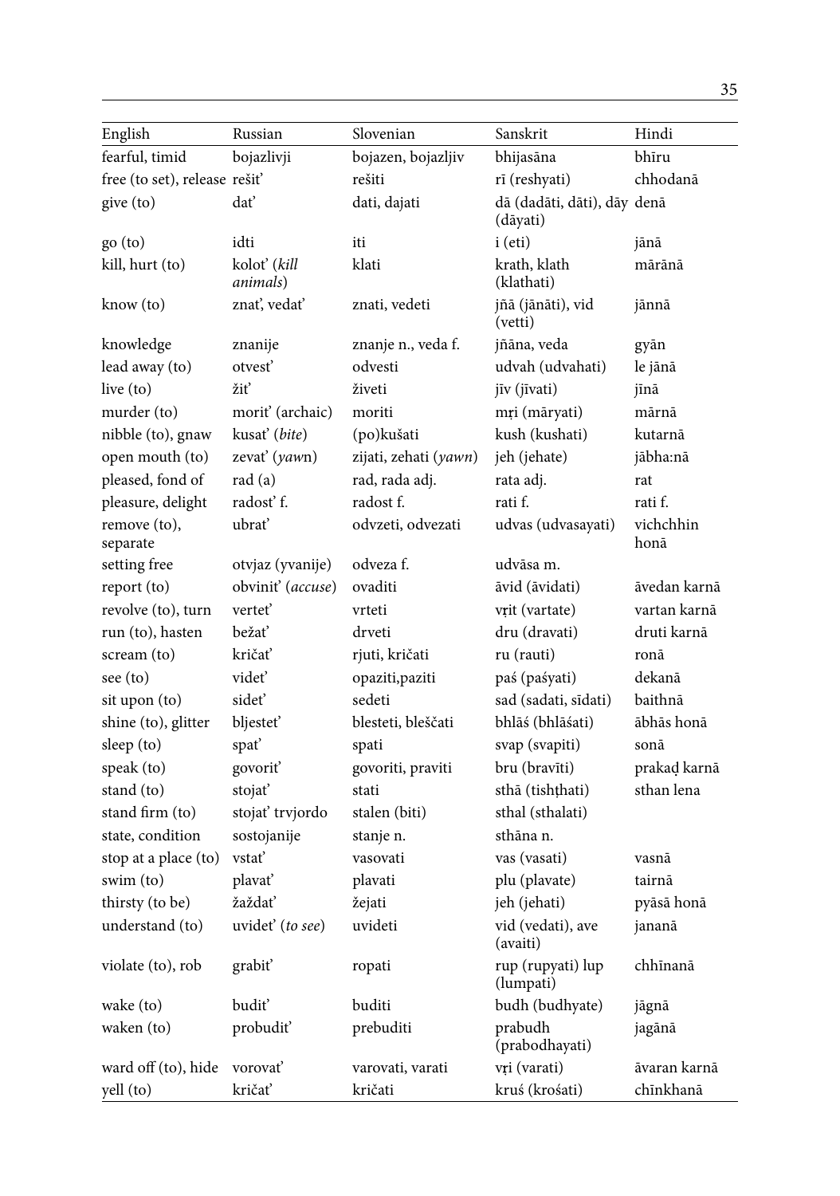| English | Russian | Slovenian | Sanskrit | Hindi |
|---|---|---|---|---|
| fearful, timid | bojazlivji | bojazen, bojazljiv | bhijasāna | bhīru |
| free (to set), release | rešit' | rešiti | rī (reshyati) | chhodanā |
| give (to) | dat' | dati, dajati | dā (dadāti, dāti), dāy (dāyati) | denā |
| go (to) | idti | iti | i (eti) | jānā |
| kill, hurt (to) | kolot' (*kill animals*) | klati | krath, klath (klathati) | mārānā |
| know (to) | znat', vedat' | znati, vedeti | jñā (jānāti), vid (vetti) | jānnā |
| knowledge | znanije | znanje n., veda f. | jñāna, veda | gyān |
| lead away (to) | otvest' | odvesti | udvah (udvahati) | le jānā |
| live (to) | žit' | živeti | jīv (jīvati) | jīnā |
| murder (to) | morit' (archaic) | moriti | mṛi (māryati) | mārnā |
| nibble (to), gnaw | kusat' (*bite*) | (po)kušati | kush (kushati) | kutarnā |
| open mouth (to) | zevat' (*yaw*n) | zijati, zehati (*yawn*) | jeh (jehate) | jābha:nā |
| pleased, fond of | rad (a) | rad, rada adj. | rata adj. | rat |
| pleasure, delight | radost' f. | radost f. | rati f. | rati f. |
| remove (to), separate | ubrat' | odvzeti, odvezati | udvas (udvasayati) | vichchhin honā |
| setting free | otvjaz (yvanije) | odveza f. | udvāsa m. | |
| report (to) | obvinit' (*accuse*) | ovaditi | āvid (āvidati) | āvedan karnā |
| revolve (to), turn | vertet' | vrteti | vṛit (vartate) | vartan karnā |
| run (to), hasten | bežat' | drveti | dru (dravati) | druti karnā |
| scream (to) | kričat' | rjuti, kričati | ru (rauti) | ronā |
| see (to) | videt' | opaziti,paziti | paś (paśyati) | dekanā |
| sit upon (to) | sidet' | sedeti | sad (sadati, sīdati) | baithnā |
| shine (to), glitter | bljestet' | blesteti, bleščati | bhlāś (bhlāśati) | ābhās honā |
| sleep (to) | spat' | spati | svap (svapiti) | sonā |
| speak (to) | govorit' | govoriti, praviti | bru (bravīti) | prakaḍ karnā |
| stand (to) | stojat' | stati | sthā (tishṭhati) | sthan lena |
| stand firm (to) | stojat' trvjordo | stalen (biti) | sthal (sthalati) | |
| state, condition | sostojanije | stanje n. | sthāna n. | |
| stop at a place (to) | vstat' | vasovati | vas (vasati) | vasnā |
| swim (to) | plavat' | plavati | plu (plavate) | tairnā |
| thirsty (to be) | žaždat' | žejati | jeh (jehati) | pyāsā honā |
| understand (to) | uvidet' (*to see*) | uvideti | vid (vedati), ave (avaiti) | jananā |
| violate (to), rob | grabit' | ropati | rup (rupyati) lup (lumpati) | chhīnanā |
| wake (to) | budit' | buditi | budh (budhyate) | jāgnā |
| waken (to) | probudit' | prebuditi | prabudh (prabodhayati) | jagānā |
| ward off (to), hide | vorovat' | varovati, varati | vṛi (varati) | āvaran karnā |
| yell (to) | kričat' | kričati | kruś (krośati) | chīnkhanā |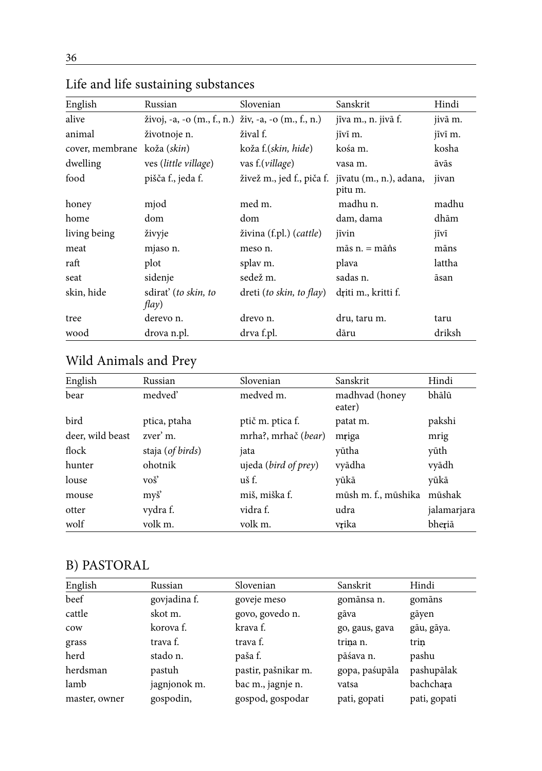## Life and life sustaining substances

| English | Russian | Slovenian | Sanskrit | Hindi |
|---|---|---|---|---|
| alive | živoj, -a, -o (m., f., n.) | živ, -a, -o (m., f., n.) | jīva m., n. jivā f. | jivā m. |
| animal | životnoje n. | žival f. | jīvī m. | jīvī m. |
| cover, membrane | koža (*skin*) | koža f.(*skin, hide*) | kośa m. | kosha |
| dwelling | ves (*little village*) | vas f.(*village*) | vasa m. | āvās |
| food | pišča f., jeda f. | živež m., jed f., piča f. | jīvatu (m., n.), adana, pitu m. | jivan |
| honey | mjod | med m. | madhu n. | madhu |
| home | dom | dom | dam, dama | dhām |
| living being | živyje | živina (f.pl.) (*cattle*) | jīvin | jīvī |
| meat | mjaso n. | meso n. | mās n. = māṅs | māns |
| raft | plot | splav m. | plava | lattha |
| seat | sidenje | sedež m. | sadas n. | āsan |
| skin, hide | sdirat' (*to skin, to flay*) | dreti (*to skin, to flay*) | dṛiti m., kritti f. | |
| tree | derevo n. | drevo n. | dru, taru m. | taru |
| wood | drova n.pl. | drva f.pl. | dāru | driksh |

## Wild Animals and Prey

| English | Russian | Slovenian | Sanskrit | Hindi |
|---|---|---|---|---|
| bear | medved' | medved m. | madhvad (honey eater) | bhālū |
| bird | ptica, ptaha | ptič m. ptica f. | patat m. | pakshi |
| deer, wild beast | zver' m. | mrha?, mrhač (*bear*) | mṛiga | mrig |
| flock | staja (*of birds*) | jata | yūtha | yūth |
| hunter | ohotnik | ujeda (*bird of prey*) | vyādha | vyādh |
| louse | voš' | uš f. | yūkā | yūkā |
| mouse | myš' | miš, miška f. | mūsh m. f., mūshika | mūshak |
| otter | vydra f. | vidra f. | udra | jalamarjara |
| wolf | volk m. | volk m. | vṛika | bheṛiā |

## B) PASTORAL

| English | Russian | Slovenian | Sanskrit | Hindi |
|---|---|---|---|---|
| beef | govjadina f. | goveje meso | gomānsa n. | gomāns |
| cattle | skot m. | govo, govedo n. | gāva | gāyen |
| cow | korova f. | krava f. | go, gaus, gava | gāu, gāya. |
| grass | trava f. | trava f. | triṇa n. | triṇ |
| herd | stado n. | paša f. | pāśava n. | pashu |
| herdsman | pastuh | pastir, pašnikar m. | gopa, paśupāla | pashupālak |
| lamb | jagnjonok m. | bac m., jagnje n. | vatsa | bachchaṛa |
| master, owner | gospodin, | gospod, gospodar | pati, gopati | pati, gopati |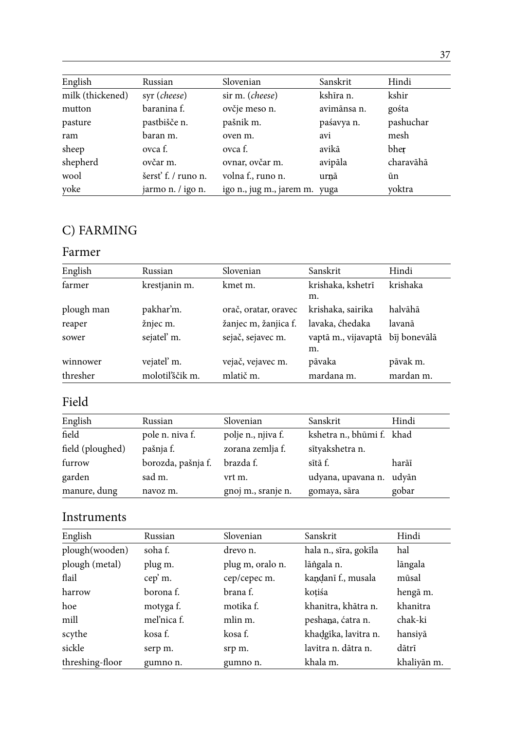| English | Russian | Slovenian | Sanskrit | Hindi |
|---|---|---|---|---|
| milk (thickened) | syr (*cheese*) | sir m. (*cheese*) | kshīra n. | kshir |
| mutton | baranina f. | ovčje meso n. | avimānsa n. | gośta |
| pasture | pastbišče n. | pašnik m. | paśavya n. | pashuchar |
| ram | baran m. | oven m. | avi | mesh |
| sheep | ovca f. | ovca f. | avikā | bheṛ |
| shepherd | ovčar m. | ovnar, ovčar m. | avipāla | charavāhā |
| wool | šerst' f. / runo n. | volna f., runo n. | urṇā | ūn |
| yoke | jarmo n. / igo n. | igo n., jug m., jarem m. | yuga | yoktra |

## C) FARMING

### Farmer

| English | Russian | Slovenian | Sanskrit | Hindi |
|---|---|---|---|---|
| farmer | krestjanin m. | kmet m. | krishaka, kshetrī m. | krishaka |
| plough man | pakhar'm. | orač, oratar, oravec | krishaka, sairika | halvāhā |
| reaper | žnjec m. | žanjec m, žanjica f. | lavaka, ćhedaka | lavanā |
| sower | sejatel' m. | sejač, sejavec m. | vaptā m., vijavaptā m. | bīj bonevālā |
| winnower | vejatel' m. | vejač, vejavec m. | pāvaka | pāvak m. |
| thresher | molotil'ščik m. | mlatič m. | mardana m. | mardan m. |

### Field

| English | Russian | Slovenian | Sanskrit | Hindi |
|---|---|---|---|---|
| field | pole n. niva f. | polje n., njiva f. | kshetra n., bhūmi f. | khad |
| field (ploughed) | pašnja f. | zorana zemlja f. | sītyakshetra n. | |
| furrow | borozda, pašnja f. | brazda f. | sītā f. | harāī |
| garden | sad m. | vrt m. | udyana, upavana n. | udyān |
| manure, dung | navoz m. | gnoj m., sranje n. | gomaya, sāra | gobar |

### Instruments

| English | Russian | Slovenian | Sanskrit | Hindi |
|---|---|---|---|---|
| plough(wooden) | soha f. | drevo n. | hala n., sīra, gokīla | hal |
| plough (metal) | plug m. | plug m, oralo n. | lāṅgala n. | lāngala |
| flail | cep' m. | cep/cepec m. | kaṇḍanī f., musala | mūsal |
| harrow | borona f. | brana f. | koṭiśa | hengā m. |
| hoe | motyga f. | motika f. | khanitra, khātra n. | khanitra |
| mill | mel'nica f. | mlin m. | peshaṇa, ćatra n. | chak-ki |
| scythe | kosa f. | kosa f. | khaḍgīka, lavitra n. | hansiyā |
| sickle | serp m. | srp m. | lavitra n. dātra n. | dātrī |
| threshing-floor | gumno n. | gumno n. | khala m. | khaliyān m. |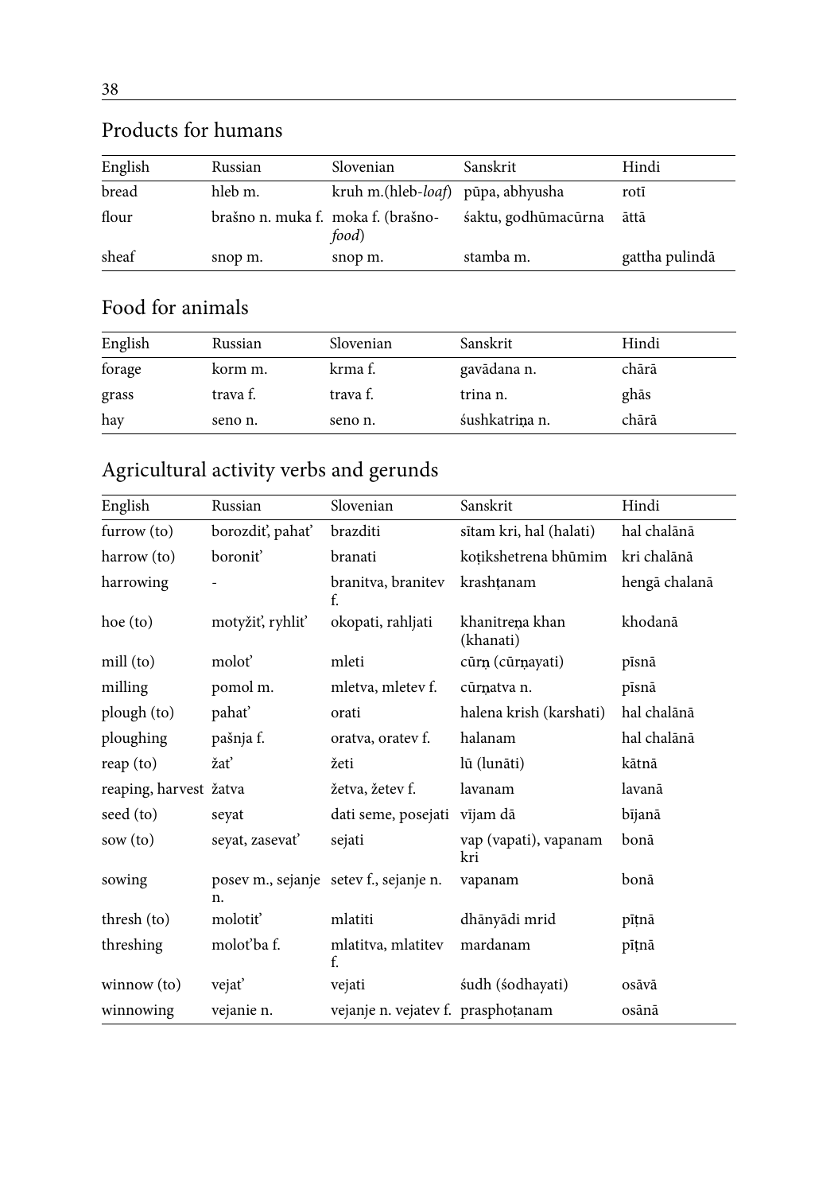## Products for humans

| English | Russian | Slovenian | Sanskrit | Hindi |
|---|---|---|---|---|
| bread | hleb m. | kruh m.(hleb-*loaf*) | pūpa, abhyusha | rotī |
| flour | brašno n. muka f. | moka f. (brašno-*food*) | śaktu, godhūmacūrna | āttā |
| sheaf | snop m. | snop m. | stamba m. | gattha pulindā |

## Food for animals

| English | Russian | Slovenian | Sanskrit | Hindi |
|---|---|---|---|---|
| forage | korm m. | krma f. | gavādana n. | chārā |
| grass | trava f. | trava f. | trina n. | ghās |
| hay | seno n. | seno n. | śushkatriṇa n. | chārā |

## Agricultural activity verbs and gerunds

| English | Russian | Slovenian | Sanskrit | Hindi |
|---|---|---|---|---|
| furrow (to) | borozdit', pahat' | brazditi | sītam kri, hal (halati) | hal chalānā |
| harrow (to) | boronit' | branati | koṭikshetrena bhūmim | kri chalānā |
| harrowing | - | branitva, branitev f. | krashṭanam | hengā chalanā |
| hoe (to) | motyžit', ryhlit' | okopati, rahljati | khanitreṇa khan (khanati) | khodanā |
| mill (to) | molot' | mleti | cūrṇ (cūrṇayati) | pīsnā |
| milling | pomol m. | mletva, mletev f. | cūrṇatva n. | pīsnā |
| plough (to) | pahat' | orati | halena krish (karshati) | hal chalānā |
| ploughing | pašnja f. | oratva, oratev f. | halanam | hal chalānā |
| reap (to) | žat' | žeti | lū (lunāti) | kātnā |
| reaping, harvest | žatva | žetva, žetev f. | lavanam | lavanā |
| seed (to) | seyat | dati seme, posejati | vījam dā | bījanā |
| sow (to) | seyat, zasevat' | sejati | vap (vapati), vapanam kri | bonā |
| sowing | posev m., sejanje n. | setev f., sejanje n. | vapanam | bonā |
| thresh (to) | molotit' | mlatiti | dhānyādi mrid | pīṭnā |
| threshing | molot'ba f. | mlatitva, mlatitev f. | mardanam | pīṭnā |
| winnow (to) | vejat' | vejati | śudh (śodhayati) | osāvā |
| winnowing | vejanie n. | vejanje n. vejatev f. | prasphoṭanam | osānā |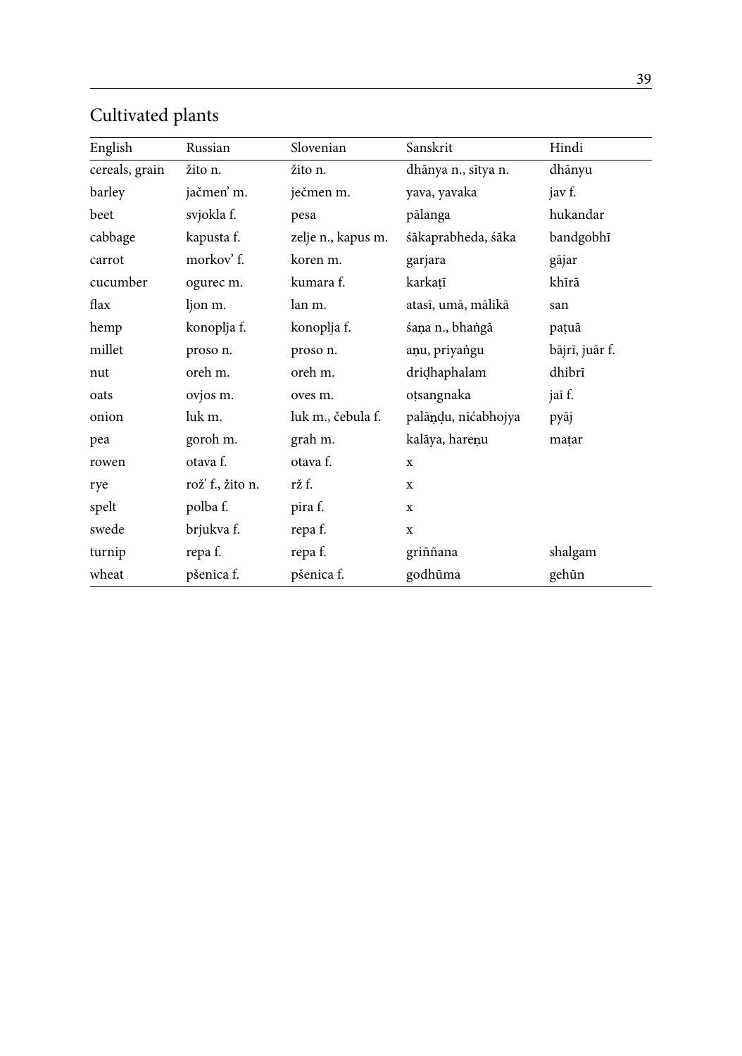## Cultivated plants

| English | Russian | Slovenian | Sanskrit | Hindi |
|---|---|---|---|---|
| cereals, grain | žito n. | žito n. | dhānya n., sītya n. | dhānyu |
| barley | jačmen' m. | ječmen m. | yava, yavaka | jav f. |
| beet | svjokla f. | pesa | pālanga | hukandar |
| cabbage | kapusta f. | zelje n., kapus m. | śākaprabheda, śāka | bandgobhī |
| carrot | morkov' f. | koren m. | garjara | gājar |
| cucumber | ogurec m. | kumara f. | karkaṭī | khīrā |
| flax | ljon m. | lan m. | atasī, umā, mālikā | san |
| hemp | konoplja f. | konoplja f. | śaṇa n., bhaṅgā | paṭuā |
| millet | proso n. | proso n. | aṇu, priyaṅgu | bājrī, juār f. |
| nut | oreh m. | oreh m. | driḍhaphalam | dhibrī |
| oats | ovjos m. | oves m. | oṭsangnaka | jaī f. |
| onion | luk m. | luk m., čebula f. | palāṇḍu, nīćabhojya | pyāj |
| pea | goroh m. | grah m. | kalāya, hareṇu | maṭar |
| rowen | otava f. | otava f. | x | |
| rye | rož' f., žito n. | rž f. | x | |
| spelt | polba f. | pira f. | x | |
| swede | brjukva f. | repa f. | x | |
| turnip | repa f. | repa f. | griññana | shalgam |
| wheat | pšenica f. | pšenica f. | godhūma | gehūn |